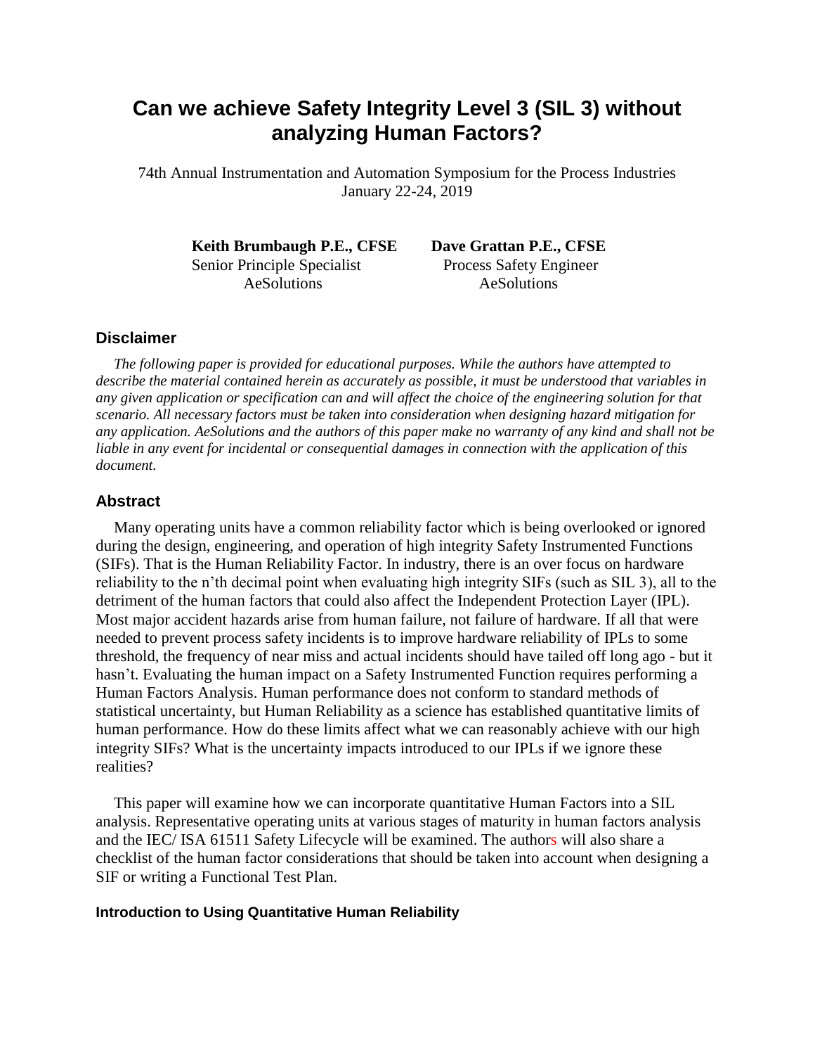# Can we achieve Safety Integrity Level 3 (SIL 3) without analyzing Human Factors?

74th Annual Instrumentation and Automation Symposium for the Process Industries
January 22-24, 2019

**Keith Brumbaugh P.E., CFSE**
Senior Principle Specialist
AeSolutions

**Dave Grattan P.E., CFSE**
Process Safety Engineer
AeSolutions

## Disclaimer

*The following paper is provided for educational purposes. While the authors have attempted to describe the material contained herein as accurately as possible, it must be understood that variables in any given application or specification can and will affect the choice of the engineering solution for that scenario. All necessary factors must be taken into consideration when designing hazard mitigation for any application. AeSolutions and the authors of this paper make no warranty of any kind and shall not be liable in any event for incidental or consequential damages in connection with the application of this document.*

## Abstract

Many operating units have a common reliability factor which is being overlooked or ignored during the design, engineering, and operation of high integrity Safety Instrumented Functions (SIFs). That is the Human Reliability Factor. In industry, there is an over focus on hardware reliability to the n'th decimal point when evaluating high integrity SIFs (such as SIL 3), all to the detriment of the human factors that could also affect the Independent Protection Layer (IPL). Most major accident hazards arise from human failure, not failure of hardware. If all that were needed to prevent process safety incidents is to improve hardware reliability of IPLs to some threshold, the frequency of near miss and actual incidents should have tailed off long ago - but it hasn't. Evaluating the human impact on a Safety Instrumented Function requires performing a Human Factors Analysis. Human performance does not conform to standard methods of statistical uncertainty, but Human Reliability as a science has established quantitative limits of human performance. How do these limits affect what we can reasonably achieve with our high integrity SIFs? What is the uncertainty impacts introduced to our IPLs if we ignore these realities?

This paper will examine how we can incorporate quantitative Human Factors into a SIL analysis. Representative operating units at various stages of maturity in human factors analysis and the IEC/ ISA 61511 Safety Lifecycle will be examined. The authors will also share a checklist of the human factor considerations that should be taken into account when designing a SIF or writing a Functional Test Plan.

### Introduction to Using Quantitative Human Reliability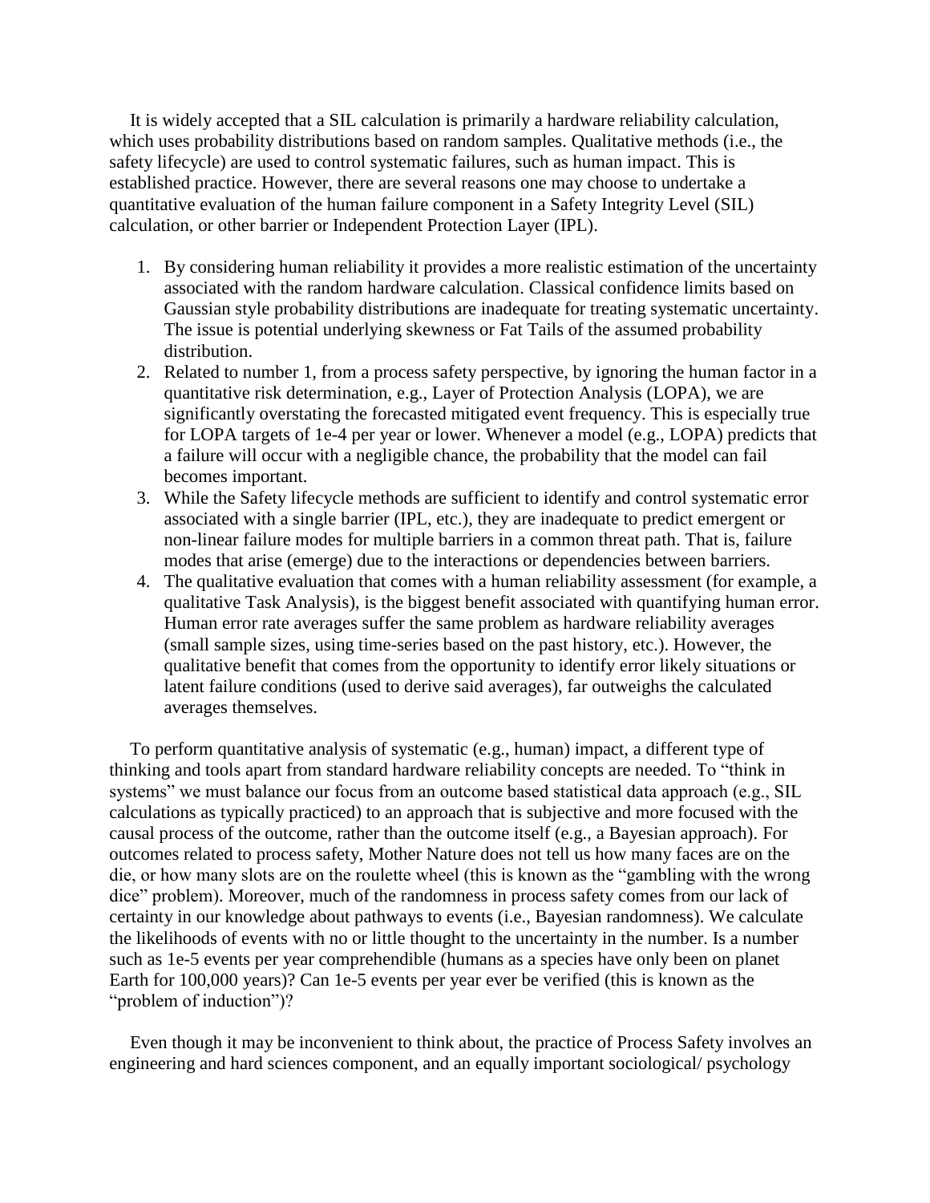It is widely accepted that a SIL calculation is primarily a hardware reliability calculation, which uses probability distributions based on random samples. Qualitative methods (i.e., the safety lifecycle) are used to control systematic failures, such as human impact. This is established practice. However, there are several reasons one may choose to undertake a quantitative evaluation of the human failure component in a Safety Integrity Level (SIL) calculation, or other barrier or Independent Protection Layer (IPL).

1. By considering human reliability it provides a more realistic estimation of the uncertainty associated with the random hardware calculation. Classical confidence limits based on Gaussian style probability distributions are inadequate for treating systematic uncertainty. The issue is potential underlying skewness or Fat Tails of the assumed probability distribution.
2. Related to number 1, from a process safety perspective, by ignoring the human factor in a quantitative risk determination, e.g., Layer of Protection Analysis (LOPA), we are significantly overstating the forecasted mitigated event frequency. This is especially true for LOPA targets of 1e-4 per year or lower. Whenever a model (e.g., LOPA) predicts that a failure will occur with a negligible chance, the probability that the model can fail becomes important.
3. While the Safety lifecycle methods are sufficient to identify and control systematic error associated with a single barrier (IPL, etc.), they are inadequate to predict emergent or non-linear failure modes for multiple barriers in a common threat path. That is, failure modes that arise (emerge) due to the interactions or dependencies between barriers.
4. The qualitative evaluation that comes with a human reliability assessment (for example, a qualitative Task Analysis), is the biggest benefit associated with quantifying human error. Human error rate averages suffer the same problem as hardware reliability averages (small sample sizes, using time-series based on the past history, etc.). However, the qualitative benefit that comes from the opportunity to identify error likely situations or latent failure conditions (used to derive said averages), far outweighs the calculated averages themselves.

To perform quantitative analysis of systematic (e.g., human) impact, a different type of thinking and tools apart from standard hardware reliability concepts are needed. To "think in systems" we must balance our focus from an outcome based statistical data approach (e.g., SIL calculations as typically practiced) to an approach that is subjective and more focused with the causal process of the outcome, rather than the outcome itself (e.g., a Bayesian approach). For outcomes related to process safety, Mother Nature does not tell us how many faces are on the die, or how many slots are on the roulette wheel (this is known as the "gambling with the wrong dice" problem). Moreover, much of the randomness in process safety comes from our lack of certainty in our knowledge about pathways to events (i.e., Bayesian randomness). We calculate the likelihoods of events with no or little thought to the uncertainty in the number. Is a number such as 1e-5 events per year comprehendible (humans as a species have only been on planet Earth for 100,000 years)? Can 1e-5 events per year ever be verified (this is known as the "problem of induction")?

Even though it may be inconvenient to think about, the practice of Process Safety involves an engineering and hard sciences component, and an equally important sociological/ psychology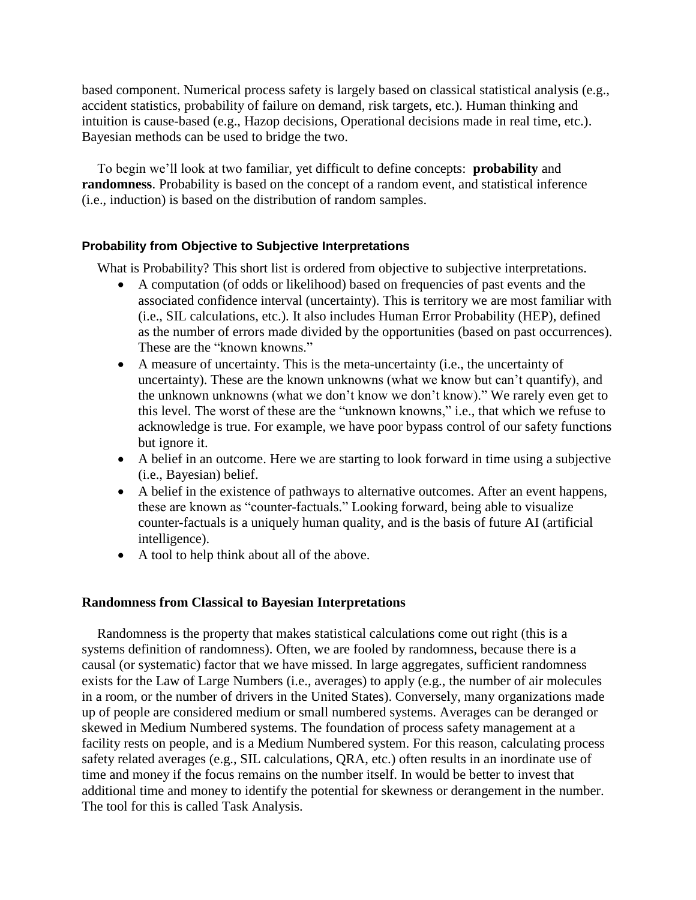based component. Numerical process safety is largely based on classical statistical analysis (e.g., accident statistics, probability of failure on demand, risk targets, etc.). Human thinking and intuition is cause-based (e.g., Hazop decisions, Operational decisions made in real time, etc.). Bayesian methods can be used to bridge the two.

To begin we'll look at two familiar, yet difficult to define concepts: **probability** and **randomness**. Probability is based on the concept of a random event, and statistical inference (i.e., induction) is based on the distribution of random samples.

### Probability from Objective to Subjective Interpretations

What is Probability? This short list is ordered from objective to subjective interpretations.

- A computation (of odds or likelihood) based on frequencies of past events and the associated confidence interval (uncertainty). This is territory we are most familiar with (i.e., SIL calculations, etc.). It also includes Human Error Probability (HEP), defined as the number of errors made divided by the opportunities (based on past occurrences). These are the "known knowns."
- A measure of uncertainty. This is the meta-uncertainty (i.e., the uncertainty of uncertainty). These are the known unknowns (what we know but can't quantify), and the unknown unknowns (what we don't know we don't know)." We rarely even get to this level. The worst of these are the "unknown knowns," i.e., that which we refuse to acknowledge is true. For example, we have poor bypass control of our safety functions but ignore it.
- A belief in an outcome. Here we are starting to look forward in time using a subjective (i.e., Bayesian) belief.
- A belief in the existence of pathways to alternative outcomes. After an event happens, these are known as "counter-factuals." Looking forward, being able to visualize counter-factuals is a uniquely human quality, and is the basis of future AI (artificial intelligence).
- A tool to help think about all of the above.

### Randomness from Classical to Bayesian Interpretations

Randomness is the property that makes statistical calculations come out right (this is a systems definition of randomness). Often, we are fooled by randomness, because there is a causal (or systematic) factor that we have missed. In large aggregates, sufficient randomness exists for the Law of Large Numbers (i.e., averages) to apply (e.g., the number of air molecules in a room, or the number of drivers in the United States). Conversely, many organizations made up of people are considered medium or small numbered systems. Averages can be deranged or skewed in Medium Numbered systems. The foundation of process safety management at a facility rests on people, and is a Medium Numbered system. For this reason, calculating process safety related averages (e.g., SIL calculations, QRA, etc.) often results in an inordinate use of time and money if the focus remains on the number itself. In would be better to invest that additional time and money to identify the potential for skewness or derangement in the number. The tool for this is called Task Analysis.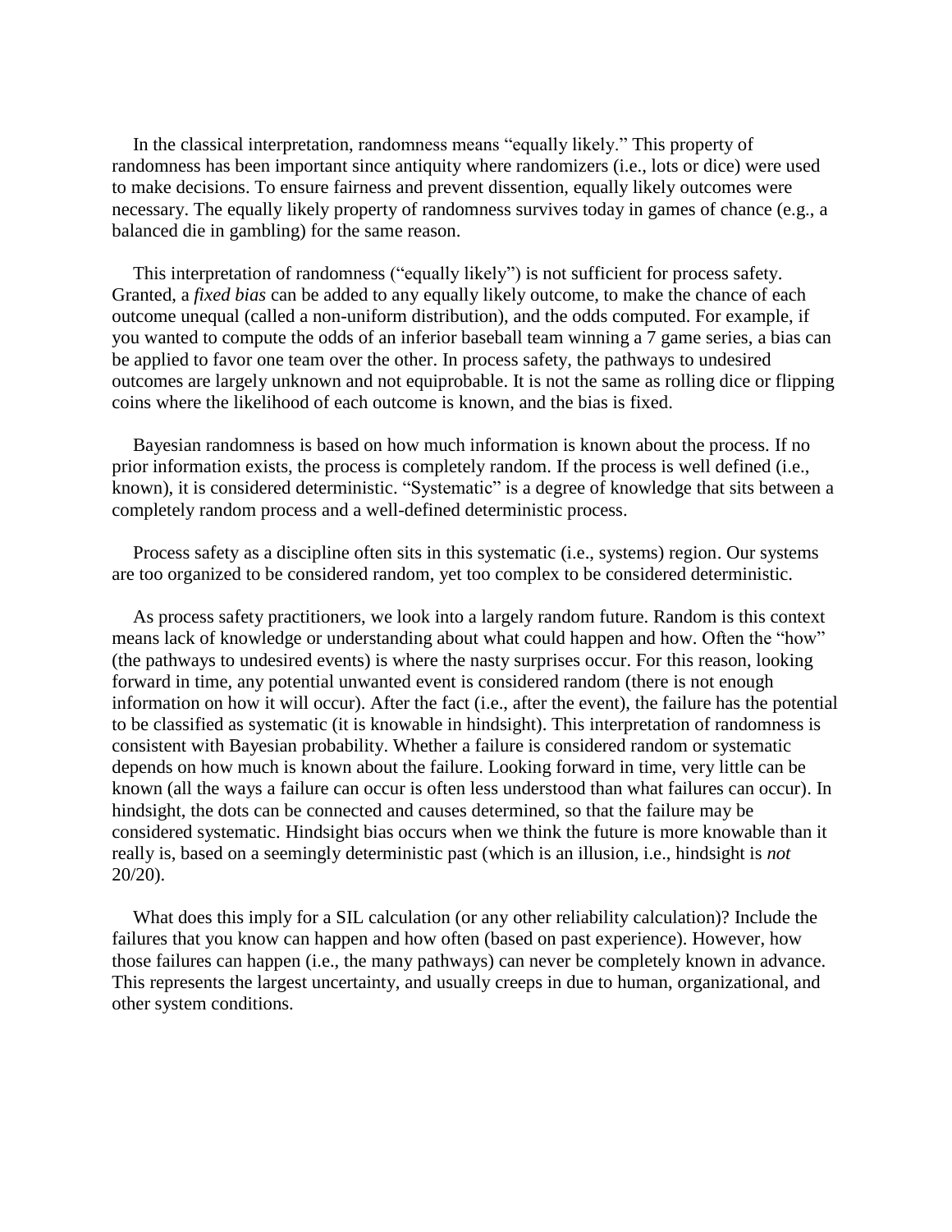In the classical interpretation, randomness means "equally likely." This property of randomness has been important since antiquity where randomizers (i.e., lots or dice) were used to make decisions. To ensure fairness and prevent dissention, equally likely outcomes were necessary. The equally likely property of randomness survives today in games of chance (e.g., a balanced die in gambling) for the same reason.

This interpretation of randomness ("equally likely") is not sufficient for process safety. Granted, a *fixed bias* can be added to any equally likely outcome, to make the chance of each outcome unequal (called a non-uniform distribution), and the odds computed. For example, if you wanted to compute the odds of an inferior baseball team winning a 7 game series, a bias can be applied to favor one team over the other. In process safety, the pathways to undesired outcomes are largely unknown and not equiprobable. It is not the same as rolling dice or flipping coins where the likelihood of each outcome is known, and the bias is fixed.

Bayesian randomness is based on how much information is known about the process. If no prior information exists, the process is completely random. If the process is well defined (i.e., known), it is considered deterministic. "Systematic" is a degree of knowledge that sits between a completely random process and a well-defined deterministic process.

Process safety as a discipline often sits in this systematic (i.e., systems) region. Our systems are too organized to be considered random, yet too complex to be considered deterministic.

As process safety practitioners, we look into a largely random future. Random is this context means lack of knowledge or understanding about what could happen and how. Often the "how" (the pathways to undesired events) is where the nasty surprises occur. For this reason, looking forward in time, any potential unwanted event is considered random (there is not enough information on how it will occur). After the fact (i.e., after the event), the failure has the potential to be classified as systematic (it is knowable in hindsight). This interpretation of randomness is consistent with Bayesian probability. Whether a failure is considered random or systematic depends on how much is known about the failure. Looking forward in time, very little can be known (all the ways a failure can occur is often less understood than what failures can occur). In hindsight, the dots can be connected and causes determined, so that the failure may be considered systematic. Hindsight bias occurs when we think the future is more knowable than it really is, based on a seemingly deterministic past (which is an illusion, i.e., hindsight is *not* 20/20).

What does this imply for a SIL calculation (or any other reliability calculation)? Include the failures that you know can happen and how often (based on past experience). However, how those failures can happen (i.e., the many pathways) can never be completely known in advance. This represents the largest uncertainty, and usually creeps in due to human, organizational, and other system conditions.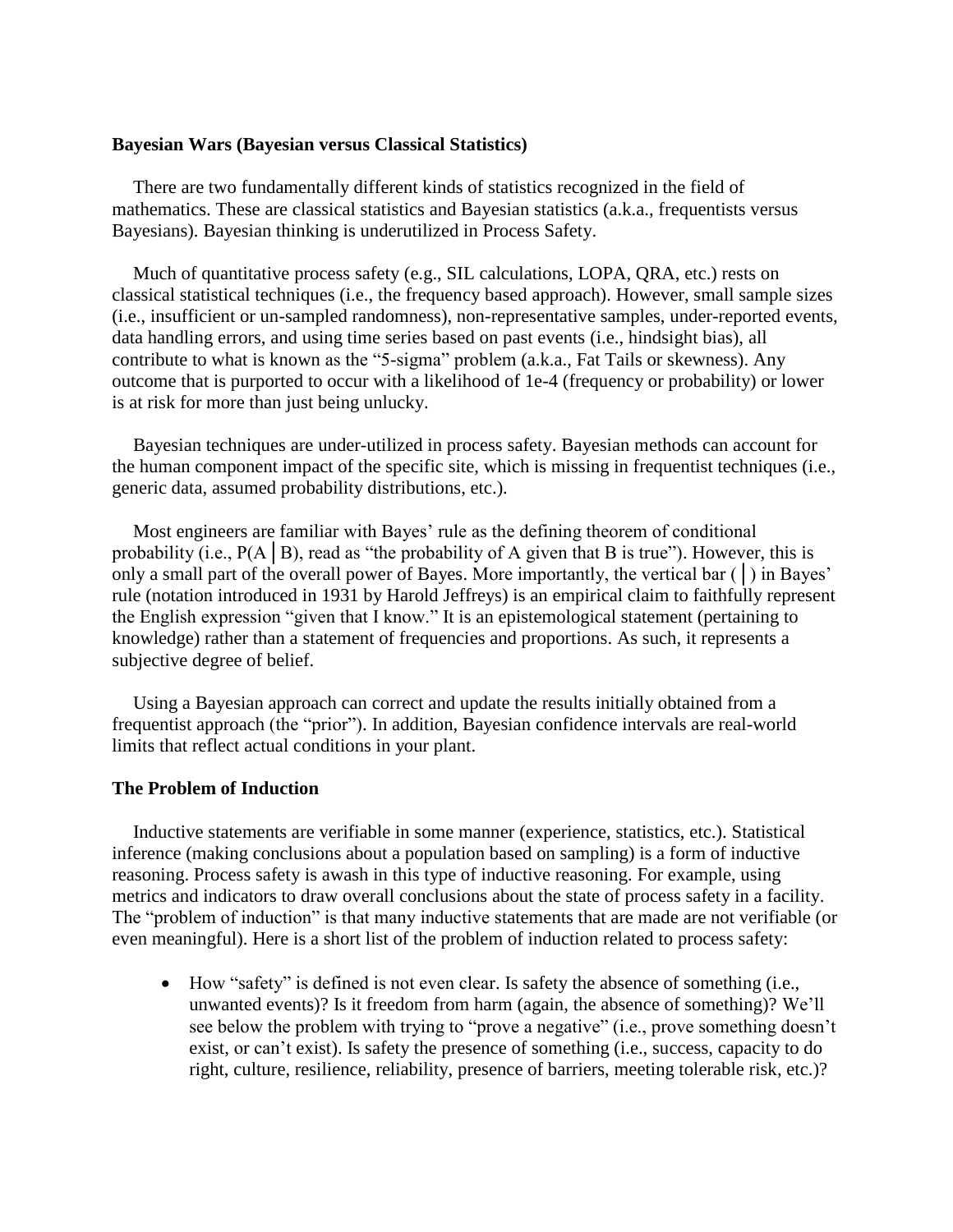**Bayesian Wars (Bayesian versus Classical Statistics)**

There are two fundamentally different kinds of statistics recognized in the field of mathematics. These are classical statistics and Bayesian statistics (a.k.a., frequentists versus Bayesians). Bayesian thinking is underutilized in Process Safety.

Much of quantitative process safety (e.g., SIL calculations, LOPA, QRA, etc.) rests on classical statistical techniques (i.e., the frequency based approach). However, small sample sizes (i.e., insufficient or un-sampled randomness), non-representative samples, under-reported events, data handling errors, and using time series based on past events (i.e., hindsight bias), all contribute to what is known as the "5-sigma" problem (a.k.a., Fat Tails or skewness). Any outcome that is purported to occur with a likelihood of 1e-4 (frequency or probability) or lower is at risk for more than just being unlucky.

Bayesian techniques are under-utilized in process safety. Bayesian methods can account for the human component impact of the specific site, which is missing in frequentist techniques (i.e., generic data, assumed probability distributions, etc.).

Most engineers are familiar with Bayes' rule as the defining theorem of conditional probability (i.e., $P(A \mid B)$, read as "the probability of A given that B is true"). However, this is only a small part of the overall power of Bayes. More importantly, the vertical bar ( $\mid$ ) in Bayes' rule (notation introduced in 1931 by Harold Jeffreys) is an empirical claim to faithfully represent the English expression "given that I know." It is an epistemological statement (pertaining to knowledge) rather than a statement of frequencies and proportions. As such, it represents a subjective degree of belief.

Using a Bayesian approach can correct and update the results initially obtained from a frequentist approach (the "prior"). In addition, Bayesian confidence intervals are real-world limits that reflect actual conditions in your plant.

**The Problem of Induction**

Inductive statements are verifiable in some manner (experience, statistics, etc.). Statistical inference (making conclusions about a population based on sampling) is a form of inductive reasoning. Process safety is awash in this type of inductive reasoning. For example, using metrics and indicators to draw overall conclusions about the state of process safety in a facility. The "problem of induction" is that many inductive statements that are made are not verifiable (or even meaningful). Here is a short list of the problem of induction related to process safety:

- How "safety" is defined is not even clear. Is safety the absence of something (i.e., unwanted events)? Is it freedom from harm (again, the absence of something)? We'll see below the problem with trying to "prove a negative" (i.e., prove something doesn't exist, or can't exist). Is safety the presence of something (i.e., success, capacity to do right, culture, resilience, reliability, presence of barriers, meeting tolerable risk, etc.)?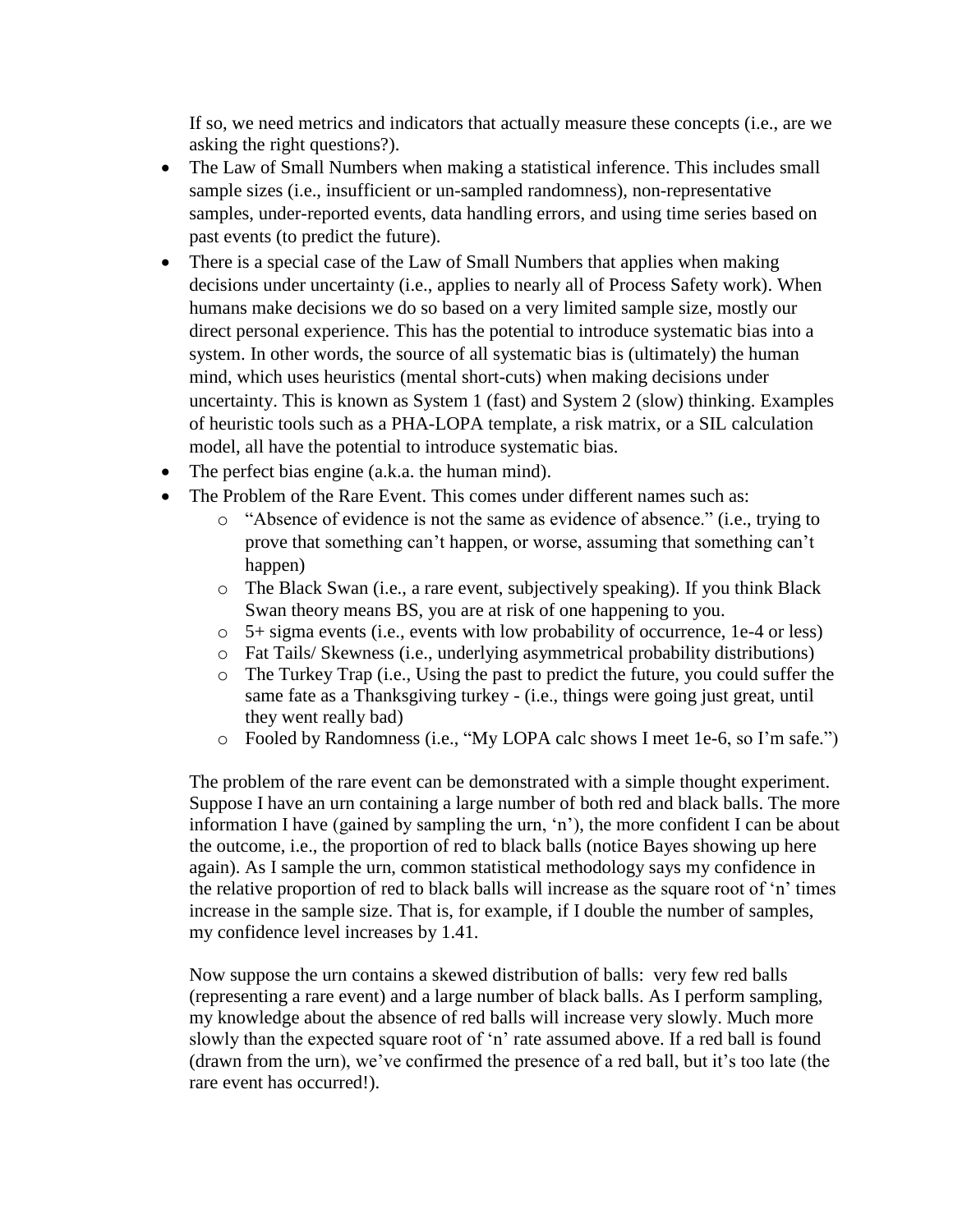If so, we need metrics and indicators that actually measure these concepts (i.e., are we asking the right questions?).

- The Law of Small Numbers when making a statistical inference. This includes small sample sizes (i.e., insufficient or un-sampled randomness), non-representative samples, under-reported events, data handling errors, and using time series based on past events (to predict the future).
- There is a special case of the Law of Small Numbers that applies when making decisions under uncertainty (i.e., applies to nearly all of Process Safety work). When humans make decisions we do so based on a very limited sample size, mostly our direct personal experience. This has the potential to introduce systematic bias into a system. In other words, the source of all systematic bias is (ultimately) the human mind, which uses heuristics (mental short-cuts) when making decisions under uncertainty. This is known as System 1 (fast) and System 2 (slow) thinking. Examples of heuristic tools such as a PHA-LOPA template, a risk matrix, or a SIL calculation model, all have the potential to introduce systematic bias.
- The perfect bias engine (a.k.a. the human mind).
- The Problem of the Rare Event. This comes under different names such as:
    - "Absence of evidence is not the same as evidence of absence." (i.e., trying to prove that something can't happen, or worse, assuming that something can't happen)
    - The Black Swan (i.e., a rare event, subjectively speaking). If you think Black Swan theory means BS, you are at risk of one happening to you.
    - 5+ sigma events (i.e., events with low probability of occurrence, 1e-4 or less)
    - Fat Tails/ Skewness (i.e., underlying asymmetrical probability distributions)
    - The Turkey Trap (i.e., Using the past to predict the future, you could suffer the same fate as a Thanksgiving turkey - (i.e., things were going just great, until they went really bad)
    - Fooled by Randomness (i.e., "My LOPA calc shows I meet 1e-6, so I'm safe.")

The problem of the rare event can be demonstrated with a simple thought experiment. Suppose I have an urn containing a large number of both red and black balls. The more information I have (gained by sampling the urn, 'n'), the more confident I can be about the outcome, i.e., the proportion of red to black balls (notice Bayes showing up here again). As I sample the urn, common statistical methodology says my confidence in the relative proportion of red to black balls will increase as the square root of 'n' times increase in the sample size. That is, for example, if I double the number of samples, my confidence level increases by 1.41.

Now suppose the urn contains a skewed distribution of balls: very few red balls (representing a rare event) and a large number of black balls. As I perform sampling, my knowledge about the absence of red balls will increase very slowly. Much more slowly than the expected square root of 'n' rate assumed above. If a red ball is found (drawn from the urn), we've confirmed the presence of a red ball, but it's too late (the rare event has occurred!).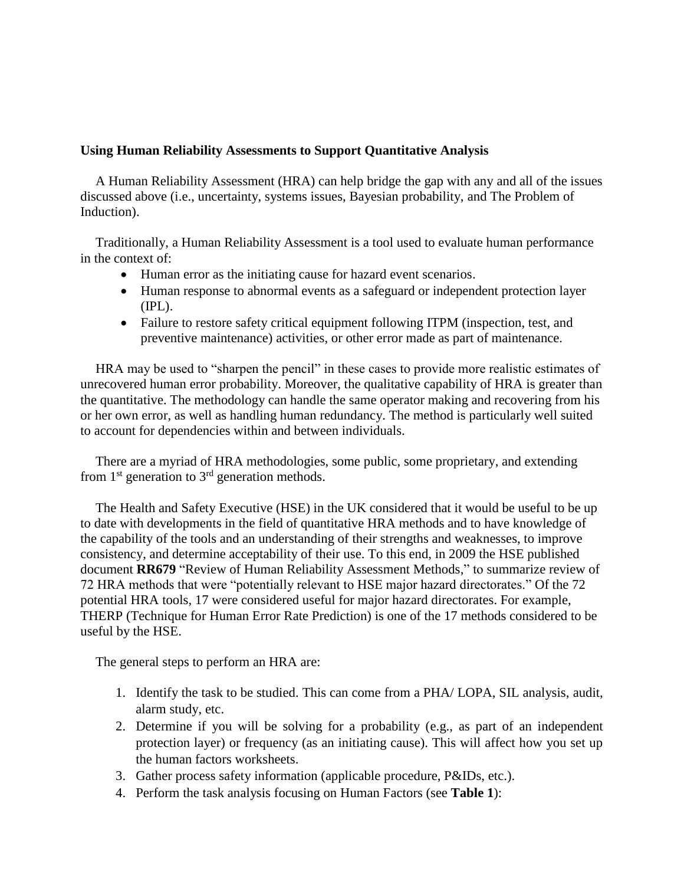**Using Human Reliability Assessments to Support Quantitative Analysis**

A Human Reliability Assessment (HRA) can help bridge the gap with any and all of the issues discussed above (i.e., uncertainty, systems issues, Bayesian probability, and The Problem of Induction).

Traditionally, a Human Reliability Assessment is a tool used to evaluate human performance in the context of:

- Human error as the initiating cause for hazard event scenarios.
- Human response to abnormal events as a safeguard or independent protection layer (IPL).
- Failure to restore safety critical equipment following ITPM (inspection, test, and preventive maintenance) activities, or other error made as part of maintenance.

HRA may be used to "sharpen the pencil" in these cases to provide more realistic estimates of unrecovered human error probability. Moreover, the qualitative capability of HRA is greater than the quantitative. The methodology can handle the same operator making and recovering from his or her own error, as well as handling human redundancy. The method is particularly well suited to account for dependencies within and between individuals.

There are a myriad of HRA methodologies, some public, some proprietary, and extending from 1st generation to 3rd generation methods.

The Health and Safety Executive (HSE) in the UK considered that it would be useful to be up to date with developments in the field of quantitative HRA methods and to have knowledge of the capability of the tools and an understanding of their strengths and weaknesses, to improve consistency, and determine acceptability of their use. To this end, in 2009 the HSE published document **RR679** "Review of Human Reliability Assessment Methods," to summarize review of 72 HRA methods that were "potentially relevant to HSE major hazard directorates." Of the 72 potential HRA tools, 17 were considered useful for major hazard directorates. For example, THERP (Technique for Human Error Rate Prediction) is one of the 17 methods considered to be useful by the HSE.

The general steps to perform an HRA are:

1. Identify the task to be studied. This can come from a PHA/ LOPA, SIL analysis, audit, alarm study, etc.
2. Determine if you will be solving for a probability (e.g., as part of an independent protection layer) or frequency (as an initiating cause). This will affect how you set up the human factors worksheets.
3. Gather process safety information (applicable procedure, P&IDs, etc.).
4. Perform the task analysis focusing on Human Factors (see **Table 1**):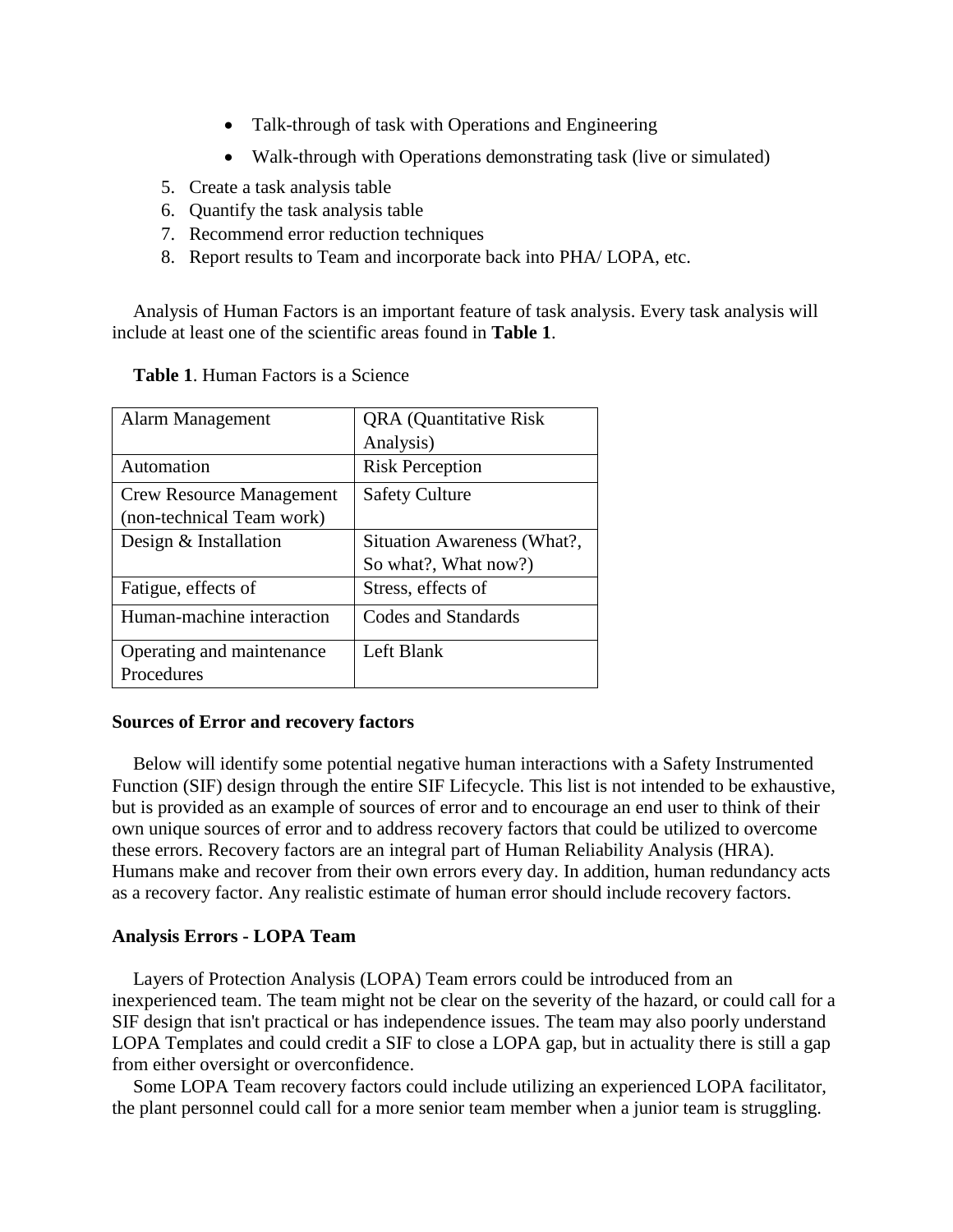- Talk-through of task with Operations and Engineering
- Walk-through with Operations demonstrating task (live or simulated)

5. Create a task analysis table
6. Quantify the task analysis table
7. Recommend error reduction techniques
8. Report results to Team and incorporate back into PHA/ LOPA, etc.

Analysis of Human Factors is an important feature of task analysis. Every task analysis will include at least one of the scientific areas found in **Table 1**.

**Table 1**. Human Factors is a Science

| Alarm Management | QRA (Quantitative Risk Analysis) |
|---|---|
| Automation | Risk Perception |
| Crew Resource Management (non-technical Team work) | Safety Culture |
| Design & Installation | Situation Awareness (What?, So what?, What now?) |
| Fatigue, effects of | Stress, effects of |
| Human-machine interaction | Codes and Standards |
| Operating and maintenance Procedures | Left Blank |

**Sources of Error and recovery factors**

Below will identify some potential negative human interactions with a Safety Instrumented Function (SIF) design through the entire SIF Lifecycle. This list is not intended to be exhaustive, but is provided as an example of sources of error and to encourage an end user to think of their own unique sources of error and to address recovery factors that could be utilized to overcome these errors. Recovery factors are an integral part of Human Reliability Analysis (HRA). Humans make and recover from their own errors every day. In addition, human redundancy acts as a recovery factor. Any realistic estimate of human error should include recovery factors.

**Analysis Errors - LOPA Team**

Layers of Protection Analysis (LOPA) Team errors could be introduced from an inexperienced team. The team might not be clear on the severity of the hazard, or could call for a SIF design that isn't practical or has independence issues. The team may also poorly understand LOPA Templates and could credit a SIF to close a LOPA gap, but in actuality there is still a gap from either oversight or overconfidence.

Some LOPA Team recovery factors could include utilizing an experienced LOPA facilitator, the plant personnel could call for a more senior team member when a junior team is struggling.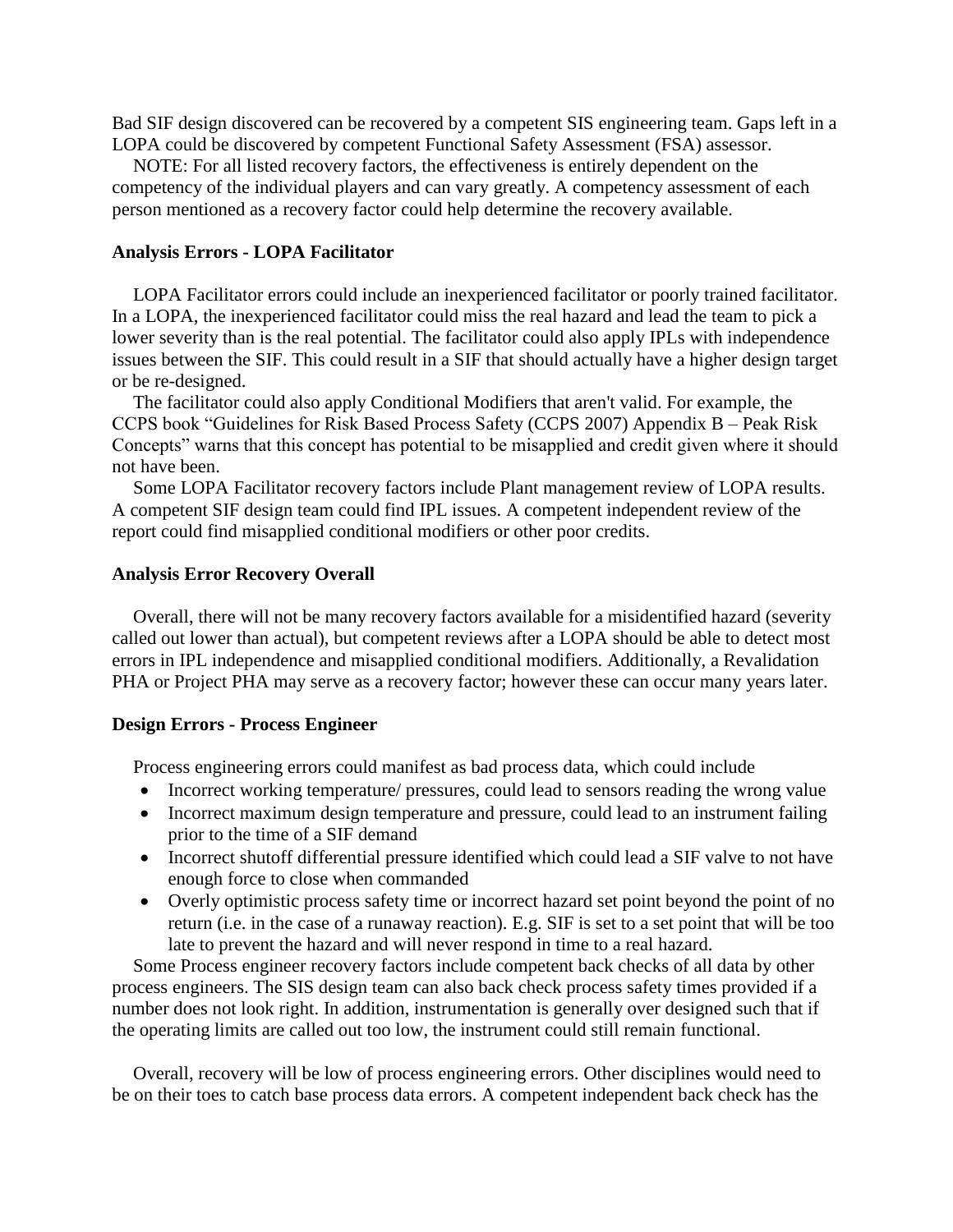Bad SIF design discovered can be recovered by a competent SIS engineering team. Gaps left in a LOPA could be discovered by competent Functional Safety Assessment (FSA) assessor.

NOTE: For all listed recovery factors, the effectiveness is entirely dependent on the competency of the individual players and can vary greatly. A competency assessment of each person mentioned as a recovery factor could help determine the recovery available.

### Analysis Errors - LOPA Facilitator

LOPA Facilitator errors could include an inexperienced facilitator or poorly trained facilitator. In a LOPA, the inexperienced facilitator could miss the real hazard and lead the team to pick a lower severity than is the real potential. The facilitator could also apply IPLs with independence issues between the SIF. This could result in a SIF that should actually have a higher design target or be re-designed.

The facilitator could also apply Conditional Modifiers that aren't valid. For example, the CCPS book "Guidelines for Risk Based Process Safety (CCPS 2007) Appendix B – Peak Risk Concepts" warns that this concept has potential to be misapplied and credit given where it should not have been.

Some LOPA Facilitator recovery factors include Plant management review of LOPA results. A competent SIF design team could find IPL issues. A competent independent review of the report could find misapplied conditional modifiers or other poor credits.

### Analysis Error Recovery Overall

Overall, there will not be many recovery factors available for a misidentified hazard (severity called out lower than actual), but competent reviews after a LOPA should be able to detect most errors in IPL independence and misapplied conditional modifiers. Additionally, a Revalidation PHA or Project PHA may serve as a recovery factor; however these can occur many years later.

### Design Errors - Process Engineer

Process engineering errors could manifest as bad process data, which could include

- Incorrect working temperature/ pressures, could lead to sensors reading the wrong value
- Incorrect maximum design temperature and pressure, could lead to an instrument failing prior to the time of a SIF demand
- Incorrect shutoff differential pressure identified which could lead a SIF valve to not have enough force to close when commanded
- Overly optimistic process safety time or incorrect hazard set point beyond the point of no return (i.e. in the case of a runaway reaction). E.g. SIF is set to a set point that will be too late to prevent the hazard and will never respond in time to a real hazard.

Some Process engineer recovery factors include competent back checks of all data by other process engineers. The SIS design team can also back check process safety times provided if a number does not look right. In addition, instrumentation is generally over designed such that if the operating limits are called out too low, the instrument could still remain functional.

Overall, recovery will be low of process engineering errors. Other disciplines would need to be on their toes to catch base process data errors. A competent independent back check has the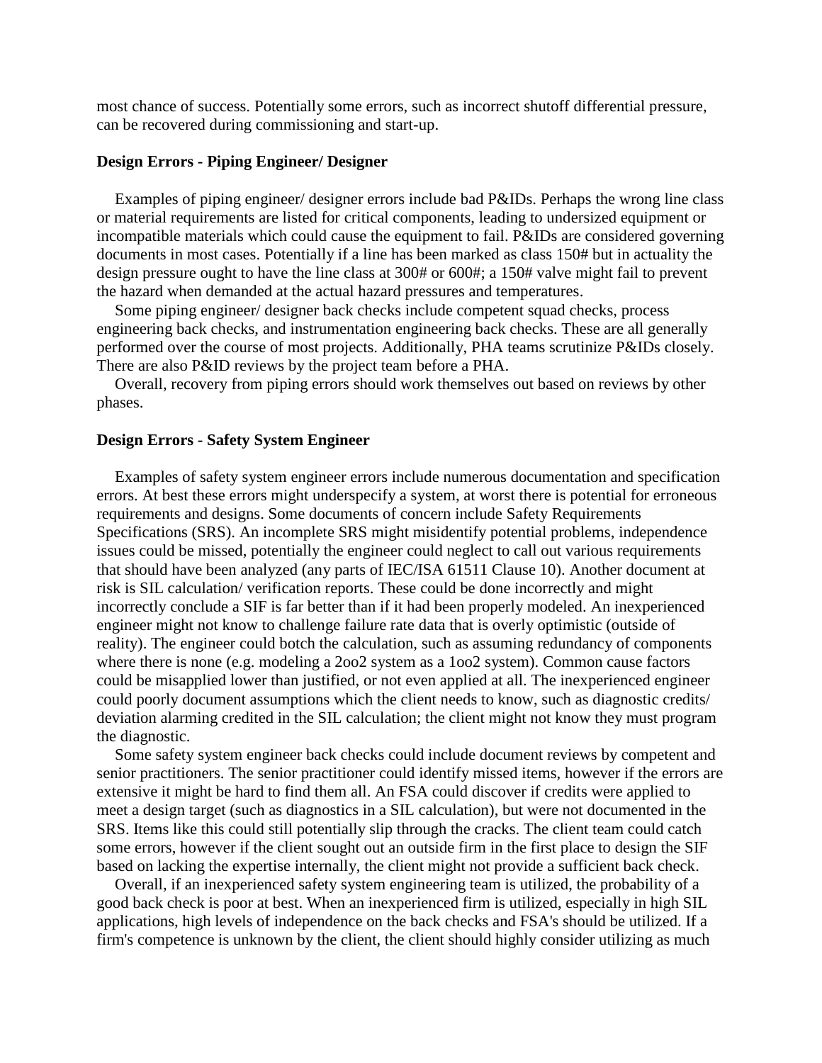most chance of success. Potentially some errors, such as incorrect shutoff differential pressure, can be recovered during commissioning and start-up.

**Design Errors - Piping Engineer/ Designer**

Examples of piping engineer/ designer errors include bad P&IDs. Perhaps the wrong line class or material requirements are listed for critical components, leading to undersized equipment or incompatible materials which could cause the equipment to fail. P&IDs are considered governing documents in most cases. Potentially if a line has been marked as class 150# but in actuality the design pressure ought to have the line class at 300# or 600#; a 150# valve might fail to prevent the hazard when demanded at the actual hazard pressures and temperatures.

Some piping engineer/ designer back checks include competent squad checks, process engineering back checks, and instrumentation engineering back checks. These are all generally performed over the course of most projects. Additionally, PHA teams scrutinize P&IDs closely. There are also P&ID reviews by the project team before a PHA.

Overall, recovery from piping errors should work themselves out based on reviews by other phases.

**Design Errors - Safety System Engineer**

Examples of safety system engineer errors include numerous documentation and specification errors. At best these errors might underspecify a system, at worst there is potential for erroneous requirements and designs. Some documents of concern include Safety Requirements Specifications (SRS). An incomplete SRS might misidentify potential problems, independence issues could be missed, potentially the engineer could neglect to call out various requirements that should have been analyzed (any parts of IEC/ISA 61511 Clause 10). Another document at risk is SIL calculation/ verification reports. These could be done incorrectly and might incorrectly conclude a SIF is far better than if it had been properly modeled. An inexperienced engineer might not know to challenge failure rate data that is overly optimistic (outside of reality). The engineer could botch the calculation, such as assuming redundancy of components where there is none (e.g. modeling a 2oo2 system as a 1oo2 system). Common cause factors could be misapplied lower than justified, or not even applied at all. The inexperienced engineer could poorly document assumptions which the client needs to know, such as diagnostic credits/ deviation alarming credited in the SIL calculation; the client might not know they must program the diagnostic.

Some safety system engineer back checks could include document reviews by competent and senior practitioners. The senior practitioner could identify missed items, however if the errors are extensive it might be hard to find them all. An FSA could discover if credits were applied to meet a design target (such as diagnostics in a SIL calculation), but were not documented in the SRS. Items like this could still potentially slip through the cracks. The client team could catch some errors, however if the client sought out an outside firm in the first place to design the SIF based on lacking the expertise internally, the client might not provide a sufficient back check.

Overall, if an inexperienced safety system engineering team is utilized, the probability of a good back check is poor at best. When an inexperienced firm is utilized, especially in high SIL applications, high levels of independence on the back checks and FSA's should be utilized. If a firm's competence is unknown by the client, the client should highly consider utilizing as much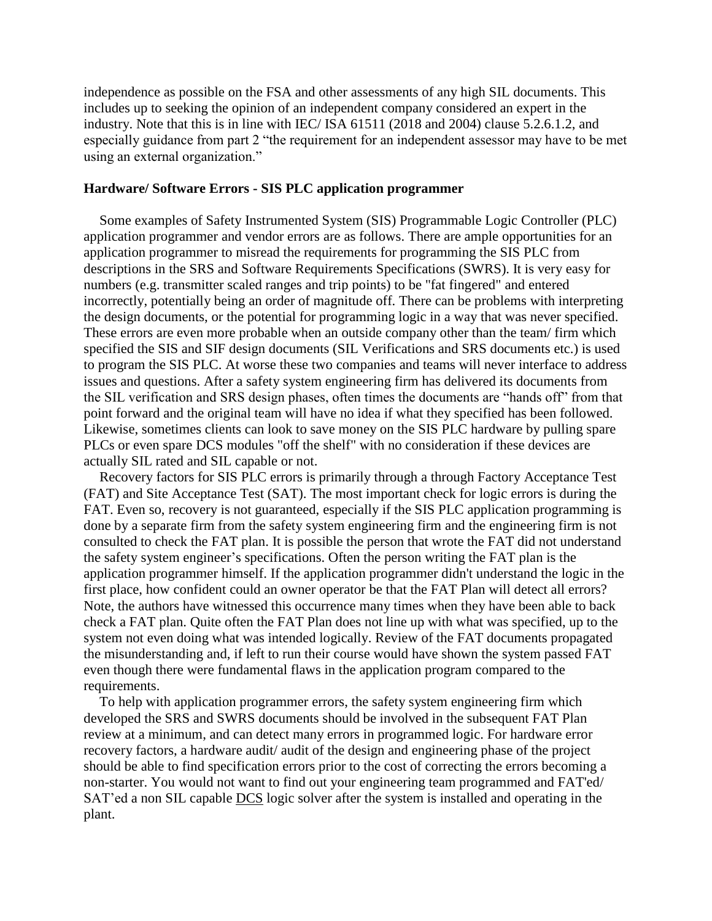independence as possible on the FSA and other assessments of any high SIL documents. This includes up to seeking the opinion of an independent company considered an expert in the industry. Note that this is in line with IEC/ ISA 61511 (2018 and 2004) clause 5.2.6.1.2, and especially guidance from part 2 "the requirement for an independent assessor may have to be met using an external organization."

**Hardware/ Software Errors - SIS PLC application programmer**

Some examples of Safety Instrumented System (SIS) Programmable Logic Controller (PLC) application programmer and vendor errors are as follows. There are ample opportunities for an application programmer to misread the requirements for programming the SIS PLC from descriptions in the SRS and Software Requirements Specifications (SWRS). It is very easy for numbers (e.g. transmitter scaled ranges and trip points) to be "fat fingered" and entered incorrectly, potentially being an order of magnitude off. There can be problems with interpreting the design documents, or the potential for programming logic in a way that was never specified. These errors are even more probable when an outside company other than the team/ firm which specified the SIS and SIF design documents (SIL Verifications and SRS documents etc.) is used to program the SIS PLC. At worse these two companies and teams will never interface to address issues and questions. After a safety system engineering firm has delivered its documents from the SIL verification and SRS design phases, often times the documents are "hands off" from that point forward and the original team will have no idea if what they specified has been followed. Likewise, sometimes clients can look to save money on the SIS PLC hardware by pulling spare PLCs or even spare DCS modules "off the shelf" with no consideration if these devices are actually SIL rated and SIL capable or not.

Recovery factors for SIS PLC errors is primarily through a through Factory Acceptance Test (FAT) and Site Acceptance Test (SAT). The most important check for logic errors is during the FAT. Even so, recovery is not guaranteed, especially if the SIS PLC application programming is done by a separate firm from the safety system engineering firm and the engineering firm is not consulted to check the FAT plan. It is possible the person that wrote the FAT did not understand the safety system engineer's specifications. Often the person writing the FAT plan is the application programmer himself. If the application programmer didn't understand the logic in the first place, how confident could an owner operator be that the FAT Plan will detect all errors? Note, the authors have witnessed this occurrence many times when they have been able to back check a FAT plan. Quite often the FAT Plan does not line up with what was specified, up to the system not even doing what was intended logically. Review of the FAT documents propagated the misunderstanding and, if left to run their course would have shown the system passed FAT even though there were fundamental flaws in the application program compared to the requirements.

To help with application programmer errors, the safety system engineering firm which developed the SRS and SWRS documents should be involved in the subsequent FAT Plan review at a minimum, and can detect many errors in programmed logic. For hardware error recovery factors, a hardware audit/ audit of the design and engineering phase of the project should be able to find specification errors prior to the cost of correcting the errors becoming a non-starter. You would not want to find out your engineering team programmed and FAT'ed/ SAT'ed a non SIL capable DCS logic solver after the system is installed and operating in the plant.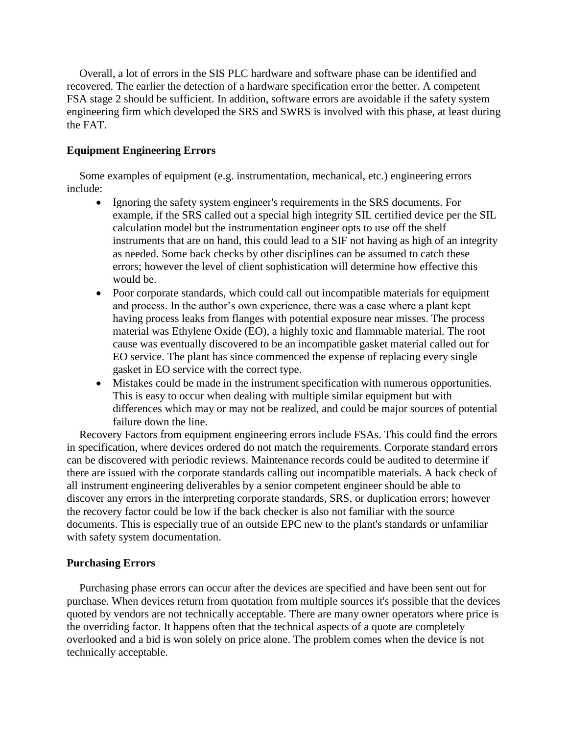Overall, a lot of errors in the SIS PLC hardware and software phase can be identified and recovered. The earlier the detection of a hardware specification error the better. A competent FSA stage 2 should be sufficient. In addition, software errors are avoidable if the safety system engineering firm which developed the SRS and SWRS is involved with this phase, at least during the FAT.

**Equipment Engineering Errors**

Some examples of equipment (e.g. instrumentation, mechanical, etc.) engineering errors include:

- Ignoring the safety system engineer's requirements in the SRS documents. For example, if the SRS called out a special high integrity SIL certified device per the SIL calculation model but the instrumentation engineer opts to use off the shelf instruments that are on hand, this could lead to a SIF not having as high of an integrity as needed. Some back checks by other disciplines can be assumed to catch these errors; however the level of client sophistication will determine how effective this would be.
- Poor corporate standards, which could call out incompatible materials for equipment and process. In the author's own experience, there was a case where a plant kept having process leaks from flanges with potential exposure near misses. The process material was Ethylene Oxide (EO), a highly toxic and flammable material. The root cause was eventually discovered to be an incompatible gasket material called out for EO service. The plant has since commenced the expense of replacing every single gasket in EO service with the correct type.
- Mistakes could be made in the instrument specification with numerous opportunities. This is easy to occur when dealing with multiple similar equipment but with differences which may or may not be realized, and could be major sources of potential failure down the line.

Recovery Factors from equipment engineering errors include FSAs. This could find the errors in specification, where devices ordered do not match the requirements. Corporate standard errors can be discovered with periodic reviews. Maintenance records could be audited to determine if there are issued with the corporate standards calling out incompatible materials. A back check of all instrument engineering deliverables by a senior competent engineer should be able to discover any errors in the interpreting corporate standards, SRS, or duplication errors; however the recovery factor could be low if the back checker is also not familiar with the source documents. This is especially true of an outside EPC new to the plant's standards or unfamiliar with safety system documentation.

**Purchasing Errors**

Purchasing phase errors can occur after the devices are specified and have been sent out for purchase. When devices return from quotation from multiple sources it's possible that the devices quoted by vendors are not technically acceptable. There are many owner operators where price is the overriding factor. It happens often that the technical aspects of a quote are completely overlooked and a bid is won solely on price alone. The problem comes when the device is not technically acceptable.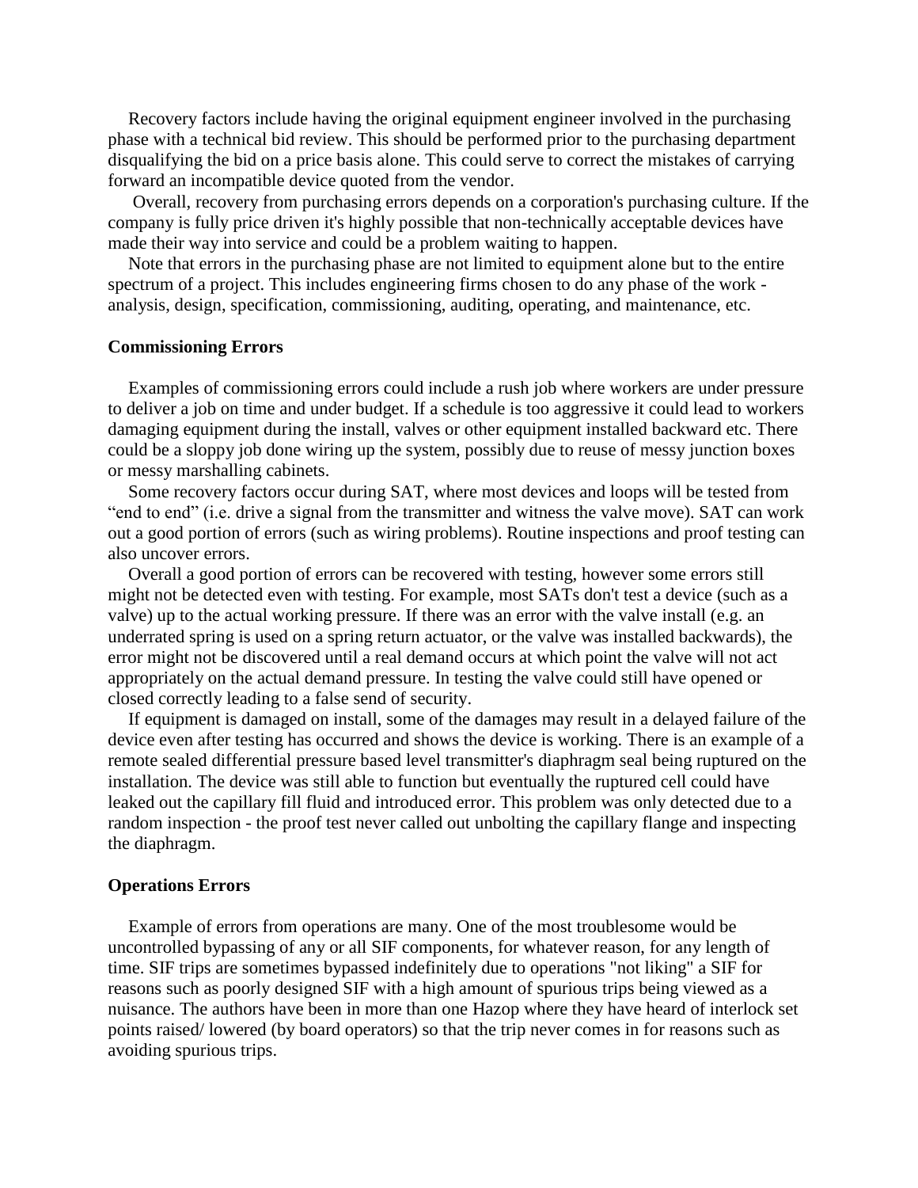Recovery factors include having the original equipment engineer involved in the purchasing phase with a technical bid review. This should be performed prior to the purchasing department disqualifying the bid on a price basis alone. This could serve to correct the mistakes of carrying forward an incompatible device quoted from the vendor.

Overall, recovery from purchasing errors depends on a corporation's purchasing culture. If the company is fully price driven it's highly possible that non-technically acceptable devices have made their way into service and could be a problem waiting to happen.

Note that errors in the purchasing phase are not limited to equipment alone but to the entire spectrum of a project. This includes engineering firms chosen to do any phase of the work - analysis, design, specification, commissioning, auditing, operating, and maintenance, etc.

**Commissioning Errors**

Examples of commissioning errors could include a rush job where workers are under pressure to deliver a job on time and under budget. If a schedule is too aggressive it could lead to workers damaging equipment during the install, valves or other equipment installed backward etc. There could be a sloppy job done wiring up the system, possibly due to reuse of messy junction boxes or messy marshalling cabinets.

Some recovery factors occur during SAT, where most devices and loops will be tested from "end to end" (i.e. drive a signal from the transmitter and witness the valve move). SAT can work out a good portion of errors (such as wiring problems). Routine inspections and proof testing can also uncover errors.

Overall a good portion of errors can be recovered with testing, however some errors still might not be detected even with testing. For example, most SATs don't test a device (such as a valve) up to the actual working pressure. If there was an error with the valve install (e.g. an underrated spring is used on a spring return actuator, or the valve was installed backwards), the error might not be discovered until a real demand occurs at which point the valve will not act appropriately on the actual demand pressure. In testing the valve could still have opened or closed correctly leading to a false send of security.

If equipment is damaged on install, some of the damages may result in a delayed failure of the device even after testing has occurred and shows the device is working. There is an example of a remote sealed differential pressure based level transmitter's diaphragm seal being ruptured on the installation. The device was still able to function but eventually the ruptured cell could have leaked out the capillary fill fluid and introduced error. This problem was only detected due to a random inspection - the proof test never called out unbolting the capillary flange and inspecting the diaphragm.

**Operations Errors**

Example of errors from operations are many. One of the most troublesome would be uncontrolled bypassing of any or all SIF components, for whatever reason, for any length of time. SIF trips are sometimes bypassed indefinitely due to operations "not liking" a SIF for reasons such as poorly designed SIF with a high amount of spurious trips being viewed as a nuisance. The authors have been in more than one Hazop where they have heard of interlock set points raised/ lowered (by board operators) so that the trip never comes in for reasons such as avoiding spurious trips.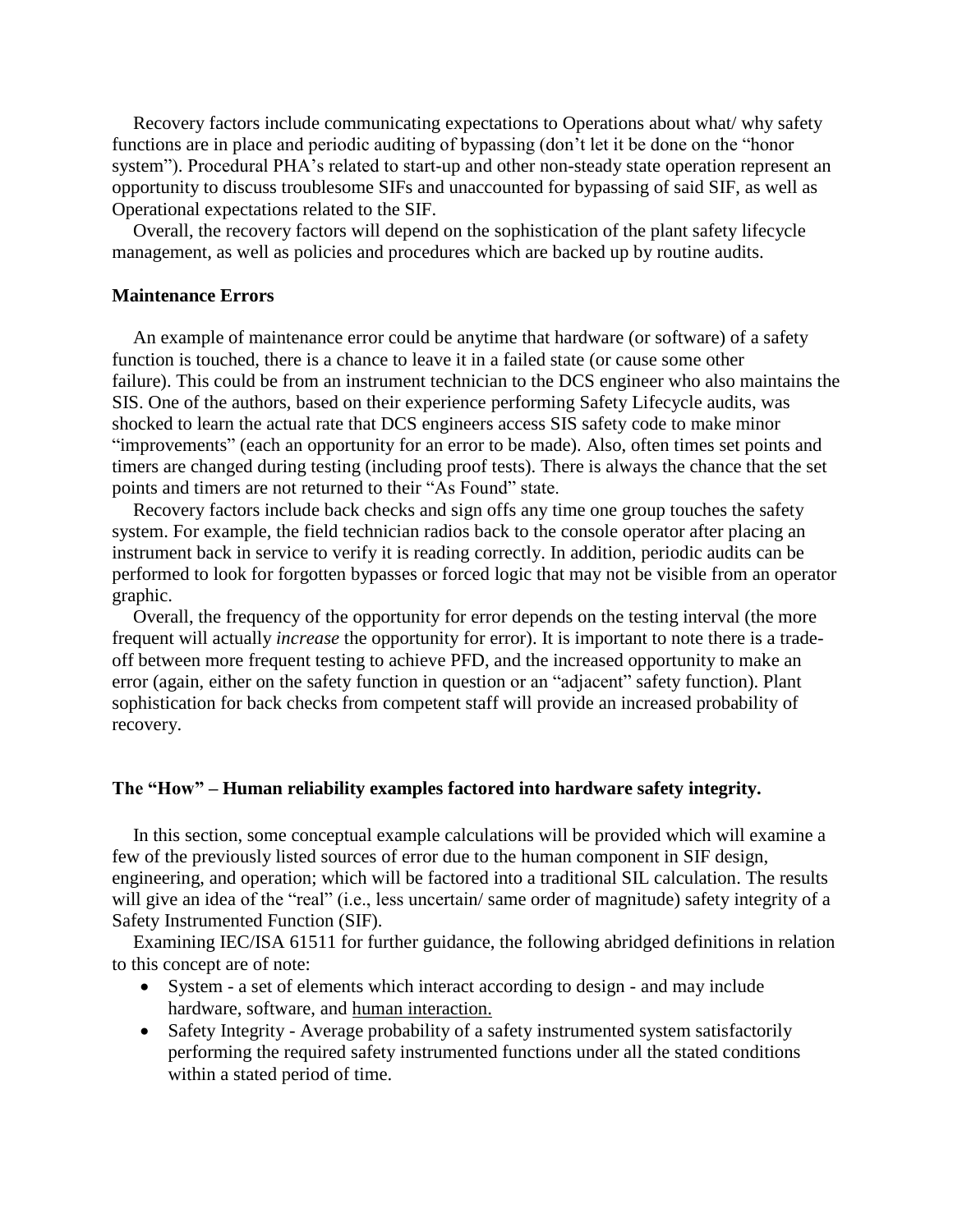Recovery factors include communicating expectations to Operations about what/ why safety functions are in place and periodic auditing of bypassing (don't let it be done on the "honor system"). Procedural PHA's related to start-up and other non-steady state operation represent an opportunity to discuss troublesome SIFs and unaccounted for bypassing of said SIF, as well as Operational expectations related to the SIF.

Overall, the recovery factors will depend on the sophistication of the plant safety lifecycle management, as well as policies and procedures which are backed up by routine audits.

### Maintenance Errors

An example of maintenance error could be anytime that hardware (or software) of a safety function is touched, there is a chance to leave it in a failed state (or cause some other failure). This could be from an instrument technician to the DCS engineer who also maintains the SIS. One of the authors, based on their experience performing Safety Lifecycle audits, was shocked to learn the actual rate that DCS engineers access SIS safety code to make minor "improvements" (each an opportunity for an error to be made). Also, often times set points and timers are changed during testing (including proof tests). There is always the chance that the set points and timers are not returned to their "As Found" state.

Recovery factors include back checks and sign offs any time one group touches the safety system. For example, the field technician radios back to the console operator after placing an instrument back in service to verify it is reading correctly. In addition, periodic audits can be performed to look for forgotten bypasses or forced logic that may not be visible from an operator graphic.

Overall, the frequency of the opportunity for error depends on the testing interval (the more frequent will actually *increase* the opportunity for error). It is important to note there is a trade-off between more frequent testing to achieve PFD, and the increased opportunity to make an error (again, either on the safety function in question or an "adjacent" safety function). Plant sophistication for back checks from competent staff will provide an increased probability of recovery.

### The "How" – Human reliability examples factored into hardware safety integrity.

In this section, some conceptual example calculations will be provided which will examine a few of the previously listed sources of error due to the human component in SIF design, engineering, and operation; which will be factored into a traditional SIL calculation. The results will give an idea of the "real" (i.e., less uncertain/ same order of magnitude) safety integrity of a Safety Instrumented Function (SIF).

Examining IEC/ISA 61511 for further guidance, the following abridged definitions in relation to this concept are of note:

- System - a set of elements which interact according to design - and may include hardware, software, and human interaction.
- Safety Integrity - Average probability of a safety instrumented system satisfactorily performing the required safety instrumented functions under all the stated conditions within a stated period of time.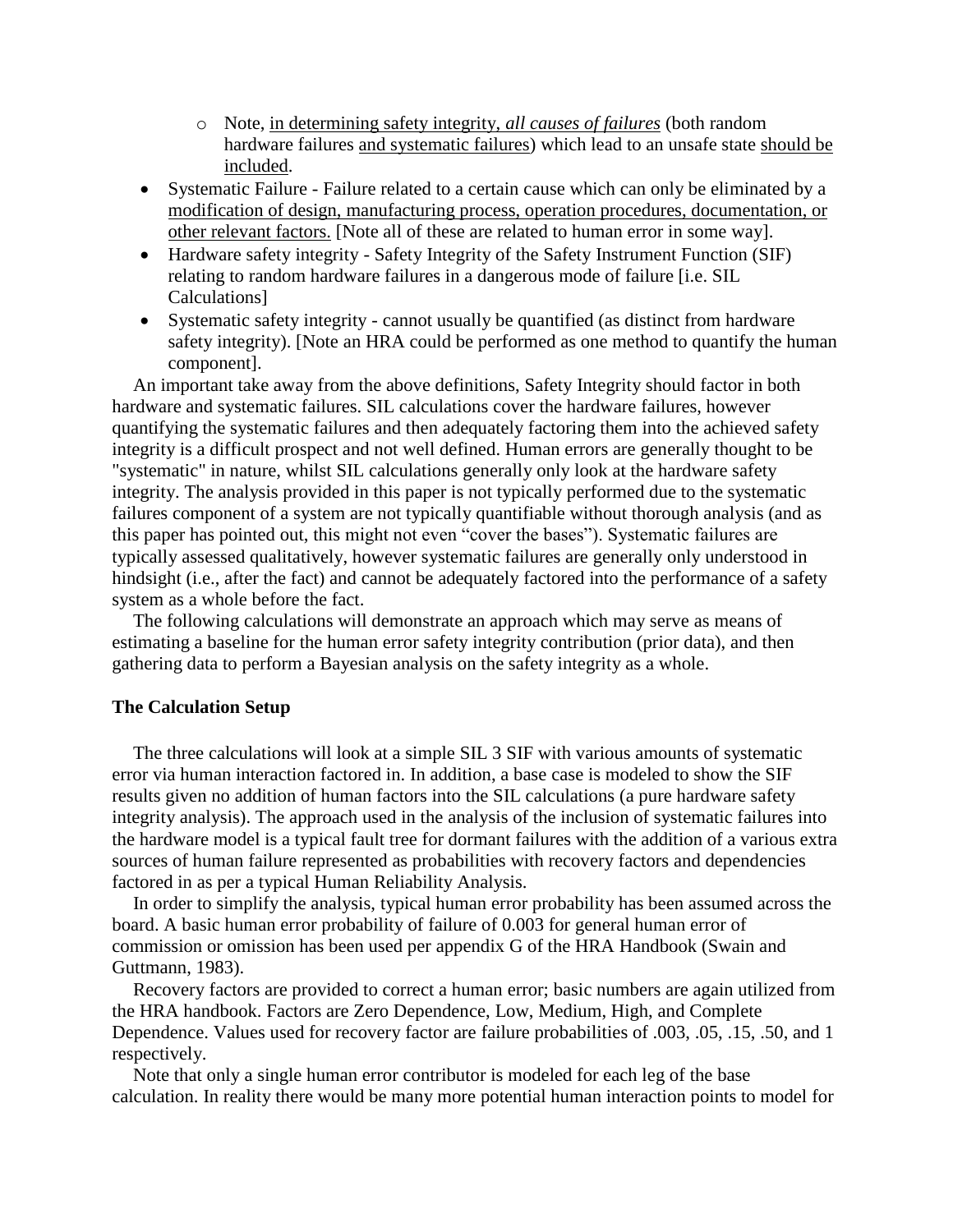- Note, in determining safety integrity, *all causes of failures* (both random hardware failures and systematic failures) which lead to an unsafe state should be included.

- Systematic Failure - Failure related to a certain cause which can only be eliminated by a modification of design, manufacturing process, operation procedures, documentation, or other relevant factors. [Note all of these are related to human error in some way].
- Hardware safety integrity - Safety Integrity of the Safety Instrument Function (SIF) relating to random hardware failures in a dangerous mode of failure [i.e. SIL Calculations]
- Systematic safety integrity - cannot usually be quantified (as distinct from hardware safety integrity). [Note an HRA could be performed as one method to quantify the human component].

An important take away from the above definitions, Safety Integrity should factor in both hardware and systematic failures. SIL calculations cover the hardware failures, however quantifying the systematic failures and then adequately factoring them into the achieved safety integrity is a difficult prospect and not well defined. Human errors are generally thought to be "systematic" in nature, whilst SIL calculations generally only look at the hardware safety integrity. The analysis provided in this paper is not typically performed due to the systematic failures component of a system are not typically quantifiable without thorough analysis (and as this paper has pointed out, this might not even "cover the bases"). Systematic failures are typically assessed qualitatively, however systematic failures are generally only understood in hindsight (i.e., after the fact) and cannot be adequately factored into the performance of a safety system as a whole before the fact.

The following calculations will demonstrate an approach which may serve as means of estimating a baseline for the human error safety integrity contribution (prior data), and then gathering data to perform a Bayesian analysis on the safety integrity as a whole.

### The Calculation Setup

The three calculations will look at a simple SIL 3 SIF with various amounts of systematic error via human interaction factored in. In addition, a base case is modeled to show the SIF results given no addition of human factors into the SIL calculations (a pure hardware safety integrity analysis). The approach used in the analysis of the inclusion of systematic failures into the hardware model is a typical fault tree for dormant failures with the addition of a various extra sources of human failure represented as probabilities with recovery factors and dependencies factored in as per a typical Human Reliability Analysis.

In order to simplify the analysis, typical human error probability has been assumed across the board. A basic human error probability of failure of 0.003 for general human error of commission or omission has been used per appendix G of the HRA Handbook (Swain and Guttmann, 1983).

Recovery factors are provided to correct a human error; basic numbers are again utilized from the HRA handbook. Factors are Zero Dependence, Low, Medium, High, and Complete Dependence. Values used for recovery factor are failure probabilities of .003, .05, .15, .50, and 1 respectively.

Note that only a single human error contributor is modeled for each leg of the base calculation. In reality there would be many more potential human interaction points to model for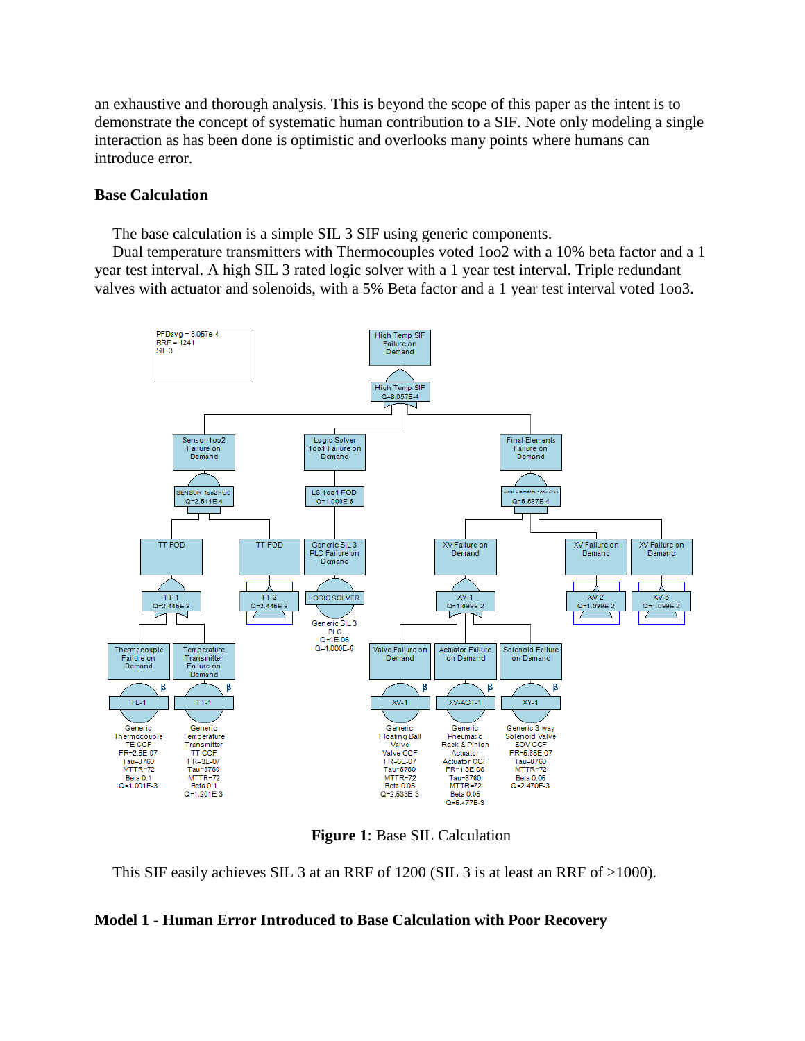an exhaustive and thorough analysis. This is beyond the scope of this paper as the intent is to demonstrate the concept of systematic human contribution to a SIF. Note only modeling a single interaction as has been done is optimistic and overlooks many points where humans can introduce error.

### Base Calculation

The base calculation is a simple SIL 3 SIF using generic components.

Dual temperature transmitters with Thermocouples voted 1oo2 with a 10% beta factor and a 1 year test interval. A high SIL 3 rated logic solver with a 1 year test interval. Triple redundant valves with actuator and solenoids, with a 5% Beta factor and a 1 year test interval voted 1oo3.

**Figure 1**: Base SIL Calculation

This SIF easily achieves SIL 3 at an RRF of 1200 (SIL 3 is at least an RRF of >1000).

### Model 1 - Human Error Introduced to Base Calculation with Poor Recovery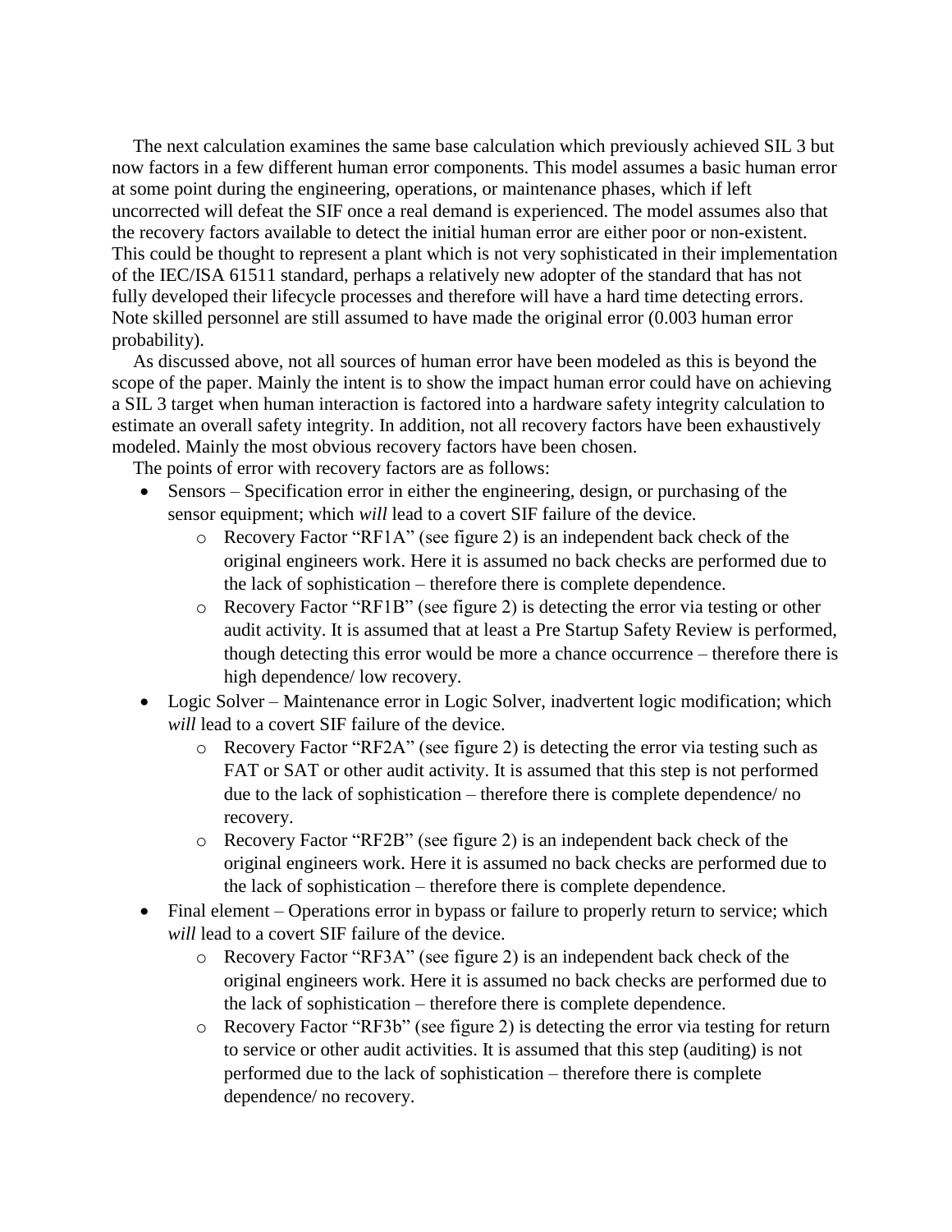The next calculation examines the same base calculation which previously achieved SIL 3 but now factors in a few different human error components. This model assumes a basic human error at some point during the engineering, operations, or maintenance phases, which if left uncorrected will defeat the SIF once a real demand is experienced. The model assumes also that the recovery factors available to detect the initial human error are either poor or non-existent. This could be thought to represent a plant which is not very sophisticated in their implementation of the IEC/ISA 61511 standard, perhaps a relatively new adopter of the standard that has not fully developed their lifecycle processes and therefore will have a hard time detecting errors. Note skilled personnel are still assumed to have made the original error (0.003 human error probability).

As discussed above, not all sources of human error have been modeled as this is beyond the scope of the paper. Mainly the intent is to show the impact human error could have on achieving a SIL 3 target when human interaction is factored into a hardware safety integrity calculation to estimate an overall safety integrity. In addition, not all recovery factors have been exhaustively modeled. Mainly the most obvious recovery factors have been chosen.

The points of error with recovery factors are as follows:

- Sensors – Specification error in either the engineering, design, or purchasing of the sensor equipment; which *will* lead to a covert SIF failure of the device.
  - Recovery Factor "RF1A" (see figure 2) is an independent back check of the original engineers work. Here it is assumed no back checks are performed due to the lack of sophistication – therefore there is complete dependence.
  - Recovery Factor "RF1B" (see figure 2) is detecting the error via testing or other audit activity. It is assumed that at least a Pre Startup Safety Review is performed, though detecting this error would be more a chance occurrence – therefore there is high dependence/ low recovery.
- Logic Solver – Maintenance error in Logic Solver, inadvertent logic modification; which *will* lead to a covert SIF failure of the device.
  - Recovery Factor "RF2A" (see figure 2) is detecting the error via testing such as FAT or SAT or other audit activity. It is assumed that this step is not performed due to the lack of sophistication – therefore there is complete dependence/ no recovery.
  - Recovery Factor "RF2B" (see figure 2) is an independent back check of the original engineers work. Here it is assumed no back checks are performed due to the lack of sophistication – therefore there is complete dependence.
- Final element – Operations error in bypass or failure to properly return to service; which *will* lead to a covert SIF failure of the device.
  - Recovery Factor "RF3A" (see figure 2) is an independent back check of the original engineers work. Here it is assumed no back checks are performed due to the lack of sophistication – therefore there is complete dependence.
  - Recovery Factor "RF3b" (see figure 2) is detecting the error via testing for return to service or other audit activities. It is assumed that this step (auditing) is not performed due to the lack of sophistication – therefore there is complete dependence/ no recovery.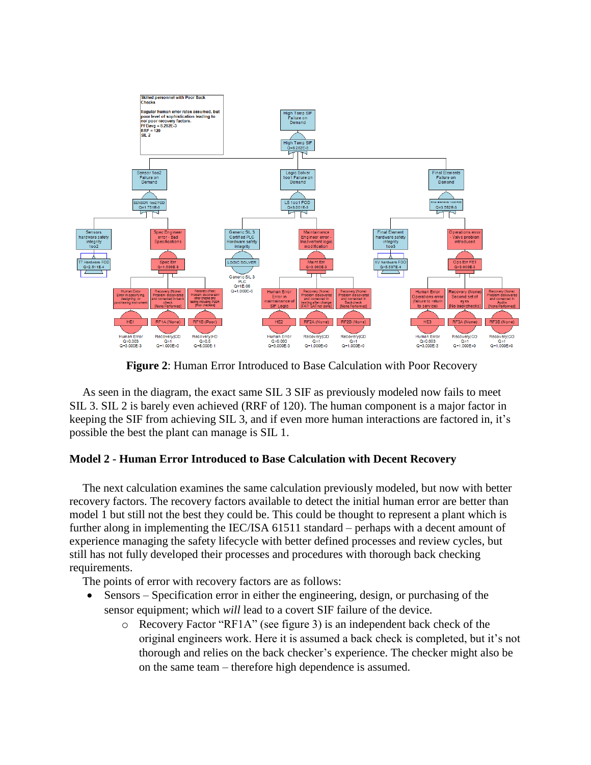**Figure 2**: Human Error Introduced to Base Calculation with Poor Recovery

As seen in the diagram, the exact same SIL 3 SIF as previously modeled now fails to meet SIL 3. SIL 2 is barely even achieved (RRF of 120). The human component is a major factor in keeping the SIF from achieving SIL 3, and if even more human interactions are factored in, it's possible the best the plant can manage is SIL 1.

### Model 2 - Human Error Introduced to Base Calculation with Decent Recovery

The next calculation examines the same calculation previously modeled, but now with better recovery factors. The recovery factors available to detect the initial human error are better than model 1 but still not the best they could be. This could be thought to represent a plant which is further along in implementing the IEC/ISA 61511 standard – perhaps with a decent amount of experience managing the safety lifecycle with better defined processes and review cycles, but still has not fully developed their processes and procedures with thorough back checking requirements.

The points of error with recovery factors are as follows:

- Sensors – Specification error in either the engineering, design, or purchasing of the sensor equipment; which *will* lead to a covert SIF failure of the device.
    - Recovery Factor "RF1A" (see figure 3) is an independent back check of the original engineers work. Here it is assumed a back check is completed, but it's not thorough and relies on the back checker's experience. The checker might also be on the same team – therefore high dependence is assumed.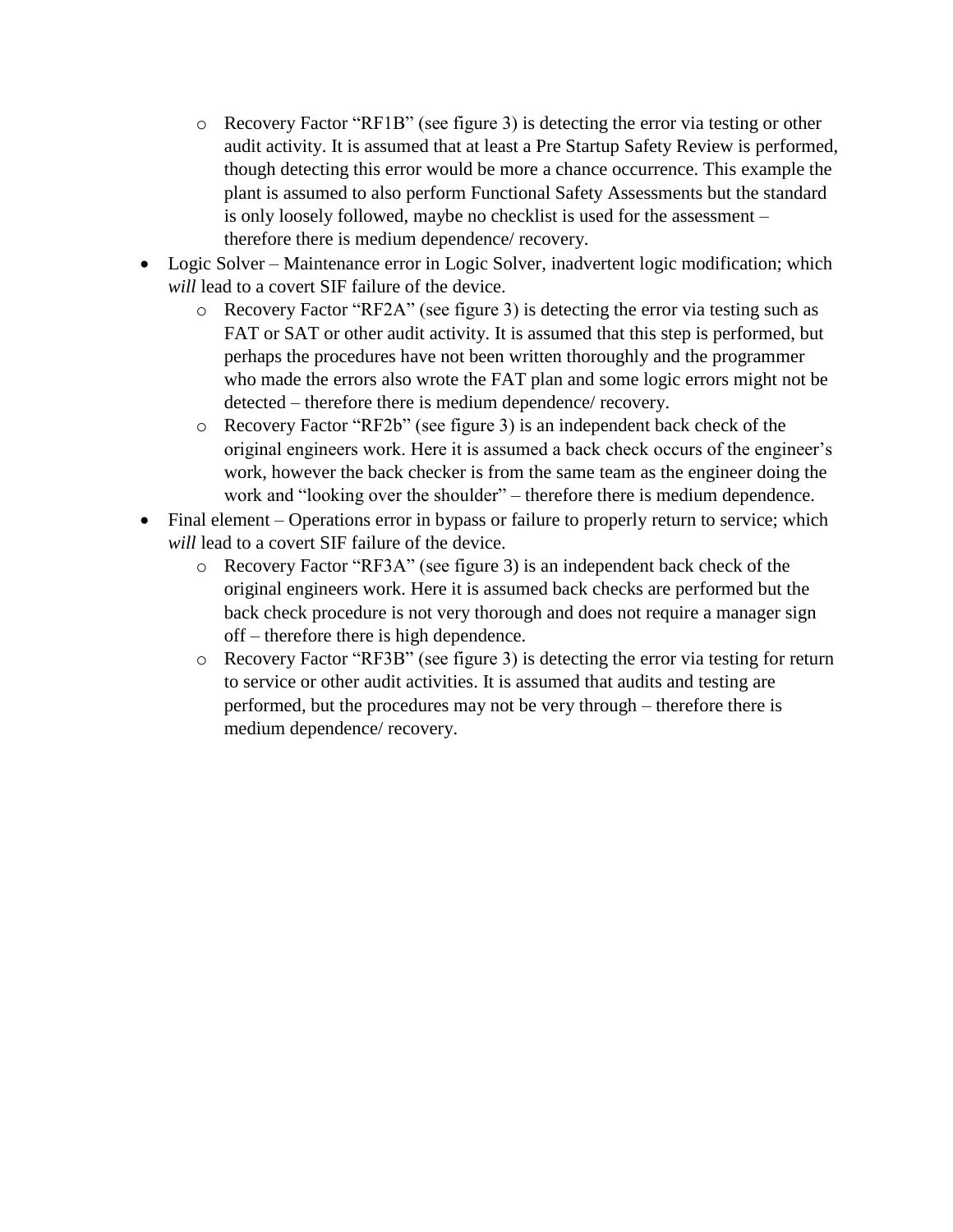- Recovery Factor "RF1B" (see figure 3) is detecting the error via testing or other audit activity. It is assumed that at least a Pre Startup Safety Review is performed, though detecting this error would be more a chance occurrence. This example the plant is assumed to also perform Functional Safety Assessments but the standard is only loosely followed, maybe no checklist is used for the assessment – therefore there is medium dependence/ recovery.
- Logic Solver – Maintenance error in Logic Solver, inadvertent logic modification; which *will* lead to a covert SIF failure of the device.
    - Recovery Factor "RF2A" (see figure 3) is detecting the error via testing such as FAT or SAT or other audit activity. It is assumed that this step is performed, but perhaps the procedures have not been written thoroughly and the programmer who made the errors also wrote the FAT plan and some logic errors might not be detected – therefore there is medium dependence/ recovery.
    - Recovery Factor "RF2b" (see figure 3) is an independent back check of the original engineers work. Here it is assumed a back check occurs of the engineer's work, however the back checker is from the same team as the engineer doing the work and "looking over the shoulder" – therefore there is medium dependence.
- Final element – Operations error in bypass or failure to properly return to service; which *will* lead to a covert SIF failure of the device.
    - Recovery Factor "RF3A" (see figure 3) is an independent back check of the original engineers work. Here it is assumed back checks are performed but the back check procedure is not very thorough and does not require a manager sign off – therefore there is high dependence.
    - Recovery Factor "RF3B" (see figure 3) is detecting the error via testing for return to service or other audit activities. It is assumed that audits and testing are performed, but the procedures may not be very through – therefore there is medium dependence/ recovery.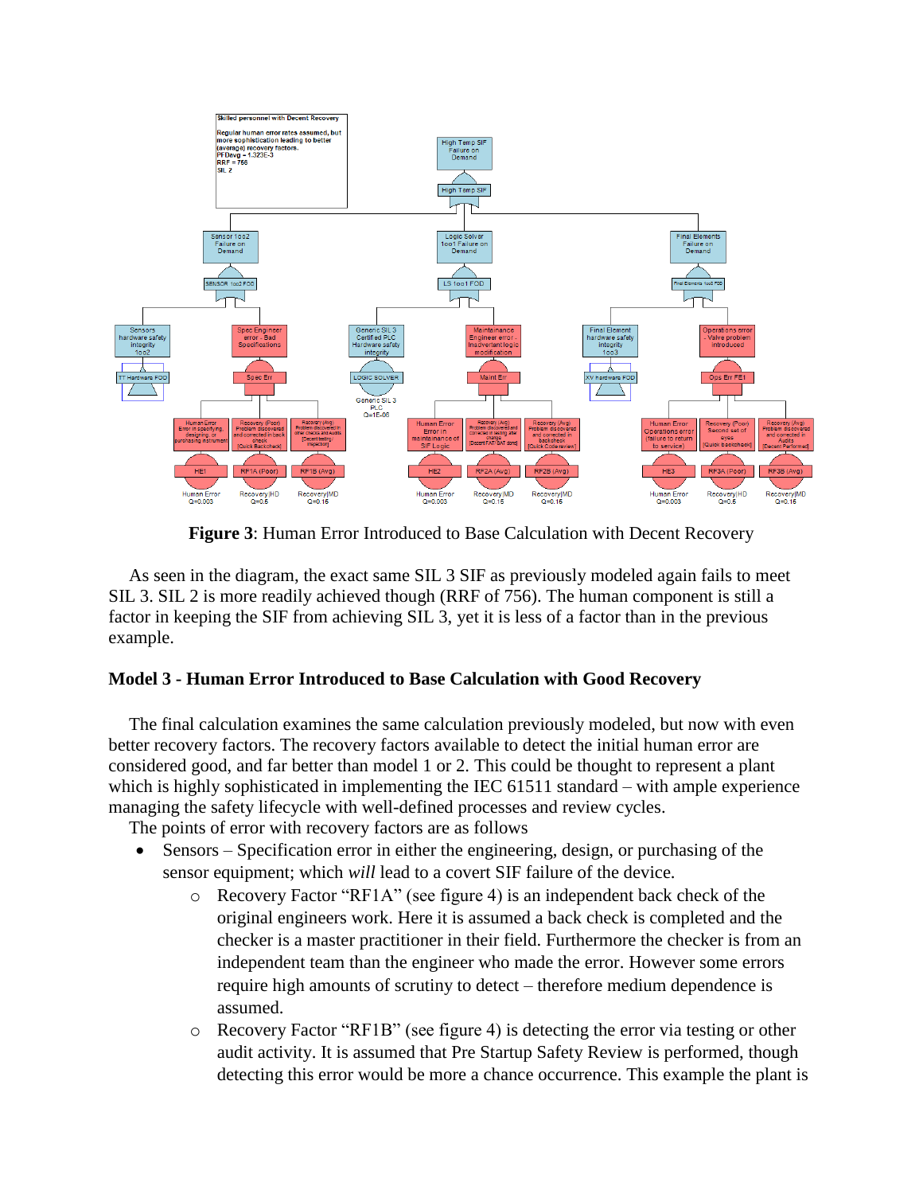Skilled personnel with Decent Recovery

Regular human error rates assumed, but more sophistication leading to better (average) recovery factors.
PFDavg = 1.323E-3
RRF = 756
SIL 2

**Figure 3**: Human Error Introduced to Base Calculation with Decent Recovery

As seen in the diagram, the exact same SIL 3 SIF as previously modeled again fails to meet SIL 3. SIL 2 is more readily achieved though (RRF of 756). The human component is still a factor in keeping the SIF from achieving SIL 3, yet it is less of a factor than in the previous example.

### Model 3 - Human Error Introduced to Base Calculation with Good Recovery

The final calculation examines the same calculation previously modeled, but now with even better recovery factors. The recovery factors available to detect the initial human error are considered good, and far better than model 1 or 2. This could be thought to represent a plant which is highly sophisticated in implementing the IEC 61511 standard – with ample experience managing the safety lifecycle with well-defined processes and review cycles.

The points of error with recovery factors are as follows

- Sensors – Specification error in either the engineering, design, or purchasing of the sensor equipment; which *will* lead to a covert SIF failure of the device.
  - Recovery Factor "RF1A" (see figure 4) is an independent back check of the original engineers work. Here it is assumed a back check is completed and the checker is a master practitioner in their field. Furthermore the checker is from an independent team than the engineer who made the error. However some errors require high amounts of scrutiny to detect – therefore medium dependence is assumed.
  - Recovery Factor "RF1B" (see figure 4) is detecting the error via testing or other audit activity. It is assumed that Pre Startup Safety Review is performed, though detecting this error would be more a chance occurrence. This example the plant is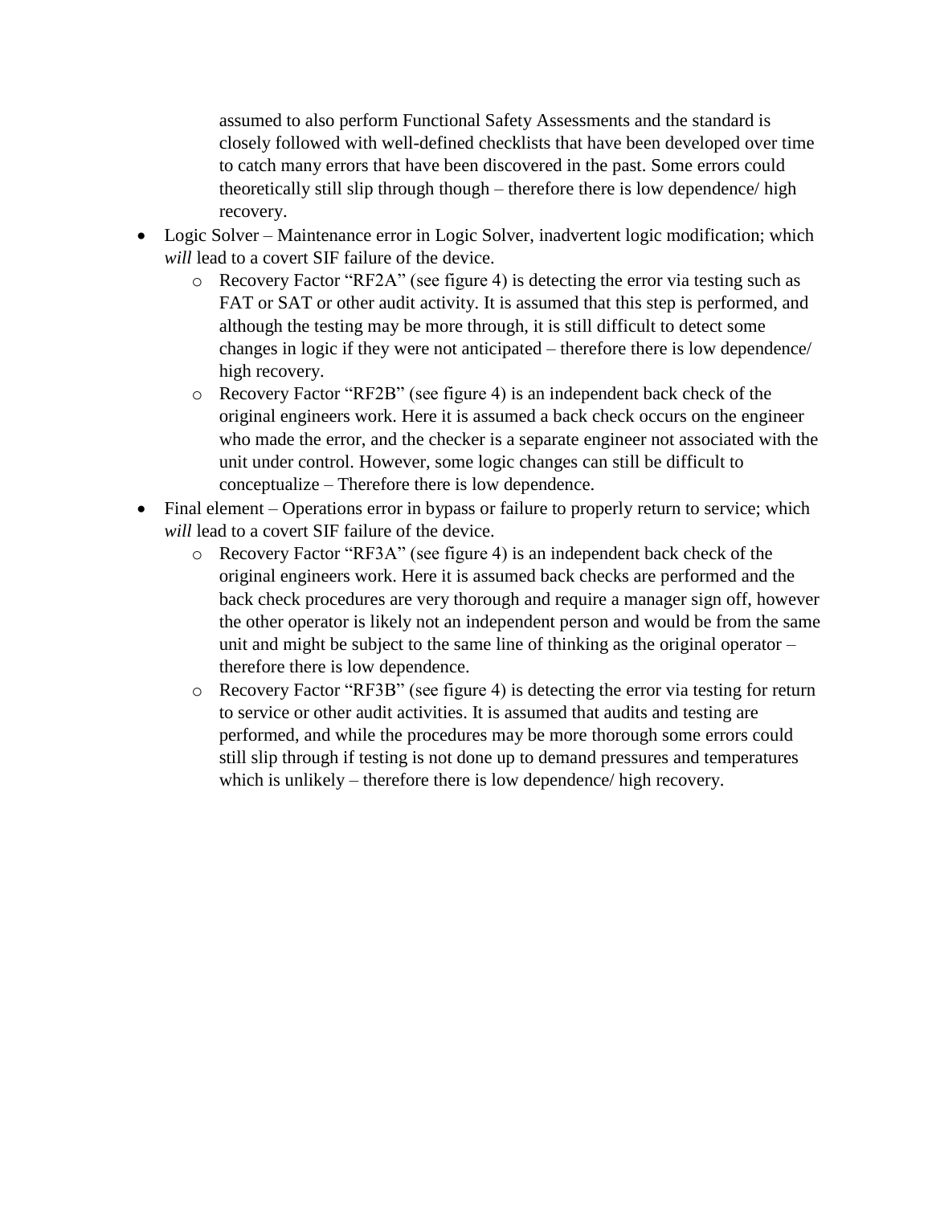assumed to also perform Functional Safety Assessments and the standard is closely followed with well-defined checklists that have been developed over time to catch many errors that have been discovered in the past. Some errors could theoretically still slip through though – therefore there is low dependence/ high recovery.

- Logic Solver – Maintenance error in Logic Solver, inadvertent logic modification; which *will* lead to a covert SIF failure of the device.
  - Recovery Factor "RF2A" (see figure 4) is detecting the error via testing such as FAT or SAT or other audit activity. It is assumed that this step is performed, and although the testing may be more through, it is still difficult to detect some changes in logic if they were not anticipated – therefore there is low dependence/ high recovery.
  - Recovery Factor "RF2B" (see figure 4) is an independent back check of the original engineers work. Here it is assumed a back check occurs on the engineer who made the error, and the checker is a separate engineer not associated with the unit under control. However, some logic changes can still be difficult to conceptualize – Therefore there is low dependence.
- Final element – Operations error in bypass or failure to properly return to service; which *will* lead to a covert SIF failure of the device.
  - Recovery Factor "RF3A" (see figure 4) is an independent back check of the original engineers work. Here it is assumed back checks are performed and the back check procedures are very thorough and require a manager sign off, however the other operator is likely not an independent person and would be from the same unit and might be subject to the same line of thinking as the original operator – therefore there is low dependence.
  - Recovery Factor "RF3B" (see figure 4) is detecting the error via testing for return to service or other audit activities. It is assumed that audits and testing are performed, and while the procedures may be more thorough some errors could still slip through if testing is not done up to demand pressures and temperatures which is unlikely – therefore there is low dependence/ high recovery.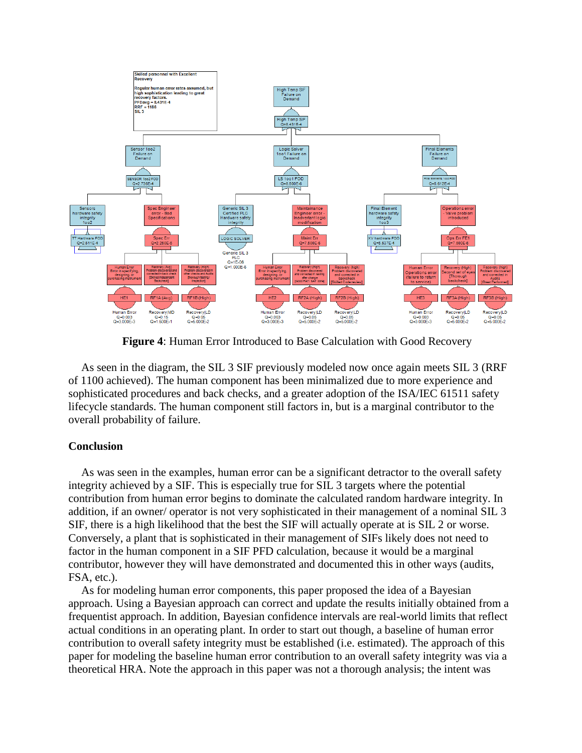**Figure 4**: Human Error Introduced to Base Calculation with Good Recovery

As seen in the diagram, the SIL 3 SIF previously modeled now once again meets SIL 3 (RRF of 1100 achieved). The human component has been minimalized due to more experience and sophisticated procedures and back checks, and a greater adoption of the ISA/IEC 61511 safety lifecycle standards. The human component still factors in, but is a marginal contributor to the overall probability of failure.

## Conclusion

As was seen in the examples, human error can be a significant detractor to the overall safety integrity achieved by a SIF. This is especially true for SIL 3 targets where the potential contribution from human error begins to dominate the calculated random hardware integrity. In addition, if an owner/ operator is not very sophisticated in their management of a nominal SIL 3 SIF, there is a high likelihood that the best the SIF will actually operate at is SIL 2 or worse. Conversely, a plant that is sophisticated in their management of SIFs likely does not need to factor in the human component in a SIF PFD calculation, because it would be a marginal contributor, however they will have demonstrated and documented this in other ways (audits, FSA, etc.).

As for modeling human error components, this paper proposed the idea of a Bayesian approach. Using a Bayesian approach can correct and update the results initially obtained from a frequentist approach. In addition, Bayesian confidence intervals are real-world limits that reflect actual conditions in an operating plant. In order to start out though, a baseline of human error contribution to overall safety integrity must be established (i.e. estimated). The approach of this paper for modeling the baseline human error contribution to an overall safety integrity was via a theoretical HRA. Note the approach in this paper was not a thorough analysis; the intent was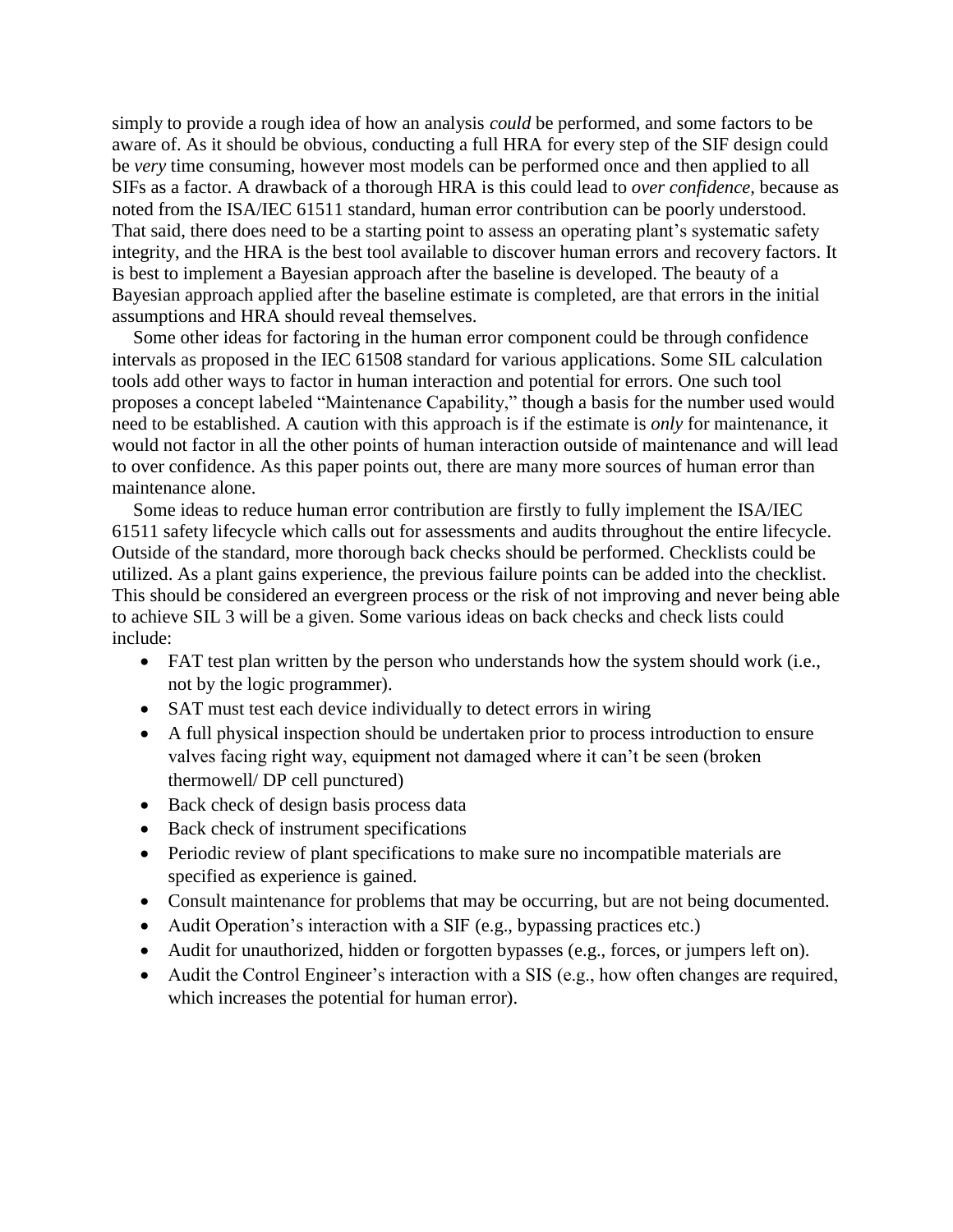simply to provide a rough idea of how an analysis *could* be performed, and some factors to be aware of. As it should be obvious, conducting a full HRA for every step of the SIF design could be *very* time consuming, however most models can be performed once and then applied to all SIFs as a factor. A drawback of a thorough HRA is this could lead to *over confidence*, because as noted from the ISA/IEC 61511 standard, human error contribution can be poorly understood. That said, there does need to be a starting point to assess an operating plant's systematic safety integrity, and the HRA is the best tool available to discover human errors and recovery factors. It is best to implement a Bayesian approach after the baseline is developed. The beauty of a Bayesian approach applied after the baseline estimate is completed, are that errors in the initial assumptions and HRA should reveal themselves.

Some other ideas for factoring in the human error component could be through confidence intervals as proposed in the IEC 61508 standard for various applications. Some SIL calculation tools add other ways to factor in human interaction and potential for errors. One such tool proposes a concept labeled "Maintenance Capability," though a basis for the number used would need to be established. A caution with this approach is if the estimate is *only* for maintenance, it would not factor in all the other points of human interaction outside of maintenance and will lead to over confidence. As this paper points out, there are many more sources of human error than maintenance alone.

Some ideas to reduce human error contribution are firstly to fully implement the ISA/IEC 61511 safety lifecycle which calls out for assessments and audits throughout the entire lifecycle. Outside of the standard, more thorough back checks should be performed. Checklists could be utilized. As a plant gains experience, the previous failure points can be added into the checklist. This should be considered an evergreen process or the risk of not improving and never being able to achieve SIL 3 will be a given. Some various ideas on back checks and check lists could include:

- FAT test plan written by the person who understands how the system should work (i.e., not by the logic programmer).
- SAT must test each device individually to detect errors in wiring
- A full physical inspection should be undertaken prior to process introduction to ensure valves facing right way, equipment not damaged where it can't be seen (broken thermowell/ DP cell punctured)
- Back check of design basis process data
- Back check of instrument specifications
- Periodic review of plant specifications to make sure no incompatible materials are specified as experience is gained.
- Consult maintenance for problems that may be occurring, but are not being documented.
- Audit Operation's interaction with a SIF (e.g., bypassing practices etc.)
- Audit for unauthorized, hidden or forgotten bypasses (e.g., forces, or jumpers left on).
- Audit the Control Engineer's interaction with a SIS (e.g., how often changes are required, which increases the potential for human error).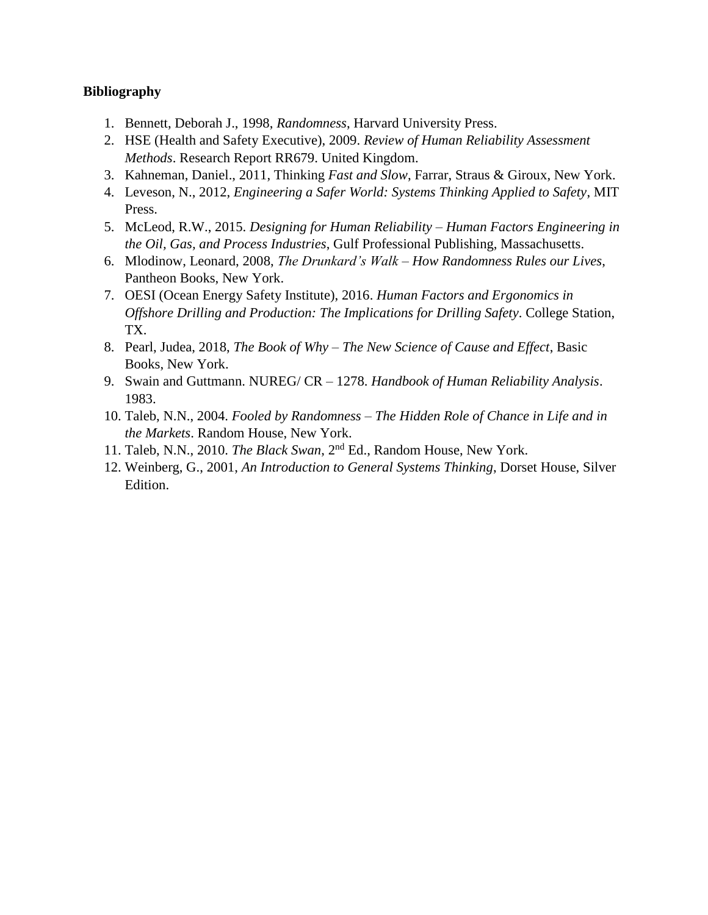**Bibliography**

1. Bennett, Deborah J., 1998, *Randomness*, Harvard University Press.
2. HSE (Health and Safety Executive), 2009. *Review of Human Reliability Assessment Methods*. Research Report RR679. United Kingdom.
3. Kahneman, Daniel., 2011, Thinking *Fast and Slow*, Farrar, Straus & Giroux, New York.
4. Leveson, N., 2012, *Engineering a Safer World: Systems Thinking Applied to Safety*, MIT Press.
5. McLeod, R.W., 2015. *Designing for Human Reliability – Human Factors Engineering in the Oil, Gas, and Process Industries*, Gulf Professional Publishing, Massachusetts.
6. Mlodinow, Leonard, 2008, *The Drunkard's Walk – How Randomness Rules our Lives*, Pantheon Books, New York.
7. OESI (Ocean Energy Safety Institute), 2016. *Human Factors and Ergonomics in Offshore Drilling and Production: The Implications for Drilling Safety*. College Station, TX.
8. Pearl, Judea, 2018, *The Book of Why – The New Science of Cause and Effect*, Basic Books, New York.
9. Swain and Guttmann. NUREG/ CR – 1278. *Handbook of Human Reliability Analysis*. 1983.
10. Taleb, N.N., 2004. *Fooled by Randomness – The Hidden Role of Chance in Life and in the Markets*. Random House, New York.
11. Taleb, N.N., 2010. *The Black Swan*, 2nd Ed., Random House, New York.
12. Weinberg, G., 2001, *An Introduction to General Systems Thinking*, Dorset House, Silver Edition.